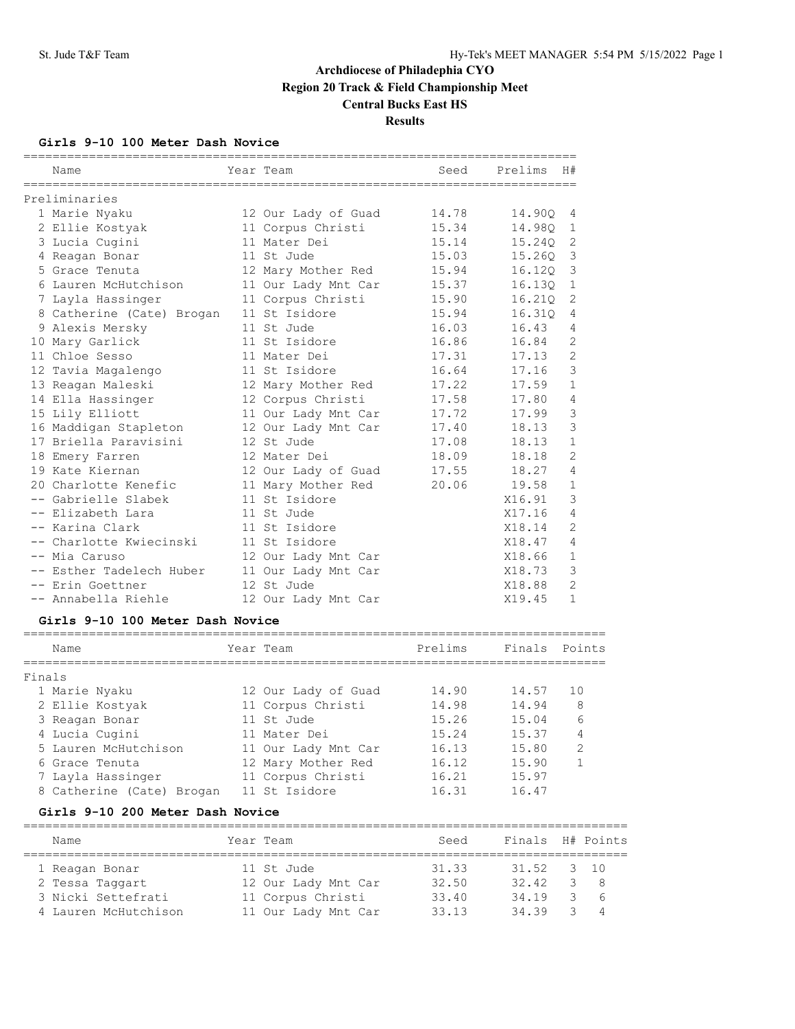# Archdiocese of Philadephia CYO
## Region 20 Track & Field Championship Meet
## Central Bucks East HS
## Results

### Girls 9-10 100 Meter Dash Novice

| | Name | Year | Team | Seed | Prelims | H# |
|---|---|---|---|---|---|---|
| **Preliminaries** | | | | | | |
| 1 | Marie Nyaku | 12 | Our Lady of Guad | 14.78 | 14.90Q | 4 |
| 2 | Ellie Kostyak | 11 | Corpus Christi | 15.34 | 14.98Q | 1 |
| 3 | Lucia Cugini | 11 | Mater Dei | 15.14 | 15.24Q | 2 |
| 4 | Reagan Bonar | 11 | St Jude | 15.03 | 15.26Q | 3 |
| 5 | Grace Tenuta | 12 | Mary Mother Red | 15.94 | 16.12Q | 3 |
| 6 | Lauren McHutchison | 11 | Our Lady Mnt Car | 15.37 | 16.13Q | 1 |
| 7 | Layla Hassinger | 11 | Corpus Christi | 15.90 | 16.21Q | 2 |
| 8 | Catherine (Cate) Brogan | 11 | St Isidore | 15.94 | 16.31Q | 4 |
| 9 | Alexis Mersky | 11 | St Jude | 16.03 | 16.43 | 4 |
| 10 | Mary Garlick | 11 | St Isidore | 16.86 | 16.84 | 2 |
| 11 | Chloe Sesso | 11 | Mater Dei | 17.31 | 17.13 | 2 |
| 12 | Tavia Magalengo | 11 | St Isidore | 16.64 | 17.16 | 3 |
| 13 | Reagan Maleski | 12 | Mary Mother Red | 17.22 | 17.59 | 1 |
| 14 | Ella Hassinger | 12 | Corpus Christi | 17.58 | 17.80 | 4 |
| 15 | Lily Elliott | 11 | Our Lady Mnt Car | 17.72 | 17.99 | 3 |
| 16 | Maddigan Stapleton | 12 | Our Lady Mnt Car | 17.40 | 18.13 | 3 |
| 17 | Briella Paravisini | 12 | St Jude | 17.08 | 18.13 | 1 |
| 18 | Emery Farren | 12 | Mater Dei | 18.09 | 18.18 | 2 |
| 19 | Kate Kiernan | 12 | Our Lady of Guad | 17.55 | 18.27 | 4 |
| 20 | Charlotte Kenefic | 11 | Mary Mother Red | 20.06 | 19.58 | 1 |
| -- | Gabrielle Slabek | 11 | St Isidore | | X16.91 | 3 |
| -- | Elizabeth Lara | 11 | St Jude | | X17.16 | 4 |
| -- | Karina Clark | 11 | St Isidore | | X18.14 | 2 |
| -- | Charlotte Kwiecinski | 11 | St Isidore | | X18.47 | 4 |
| -- | Mia Caruso | 12 | Our Lady Mnt Car | | X18.66 | 1 |
| -- | Esther Tadelech Huber | 11 | Our Lady Mnt Car | | X18.73 | 3 |
| -- | Erin Goettner | 12 | St Jude | | X18.88 | 2 |
| -- | Annabella Riehle | 12 | Our Lady Mnt Car | | X19.45 | 1 |

### Girls 9-10 100 Meter Dash Novice

| | Name | Year | Team | Prelims | Finals | Points |
|---|---|---|---|---|---|---|
| **Finals** | | | | | | |
| 1 | Marie Nyaku | 12 | Our Lady of Guad | 14.90 | 14.57 | 10 |
| 2 | Ellie Kostyak | 11 | Corpus Christi | 14.98 | 14.94 | 8 |
| 3 | Reagan Bonar | 11 | St Jude | 15.26 | 15.04 | 6 |
| 4 | Lucia Cugini | 11 | Mater Dei | 15.24 | 15.37 | 4 |
| 5 | Lauren McHutchison | 11 | Our Lady Mnt Car | 16.13 | 15.80 | 2 |
| 6 | Grace Tenuta | 12 | Mary Mother Red | 16.12 | 15.90 | 1 |
| 7 | Layla Hassinger | 11 | Corpus Christi | 16.21 | 15.97 | |
| 8 | Catherine (Cate) Brogan | 11 | St Isidore | 16.31 | 16.47 | |

### Girls 9-10 200 Meter Dash Novice

| | Name | Year | Team | Seed | Finals | H# | Points |
|---|---|---|---|---|---|---|---|
| 1 | Reagan Bonar | 11 | St Jude | 31.33 | 31.52 | 3 | 10 |
| 2 | Tessa Taggart | 12 | Our Lady Mnt Car | 32.50 | 32.42 | 3 | 8 |
| 3 | Nicki Settefrati | 11 | Corpus Christi | 33.40 | 34.19 | 3 | 6 |
| 4 | Lauren McHutchison | 11 | Our Lady Mnt Car | 33.13 | 34.39 | 3 | 4 |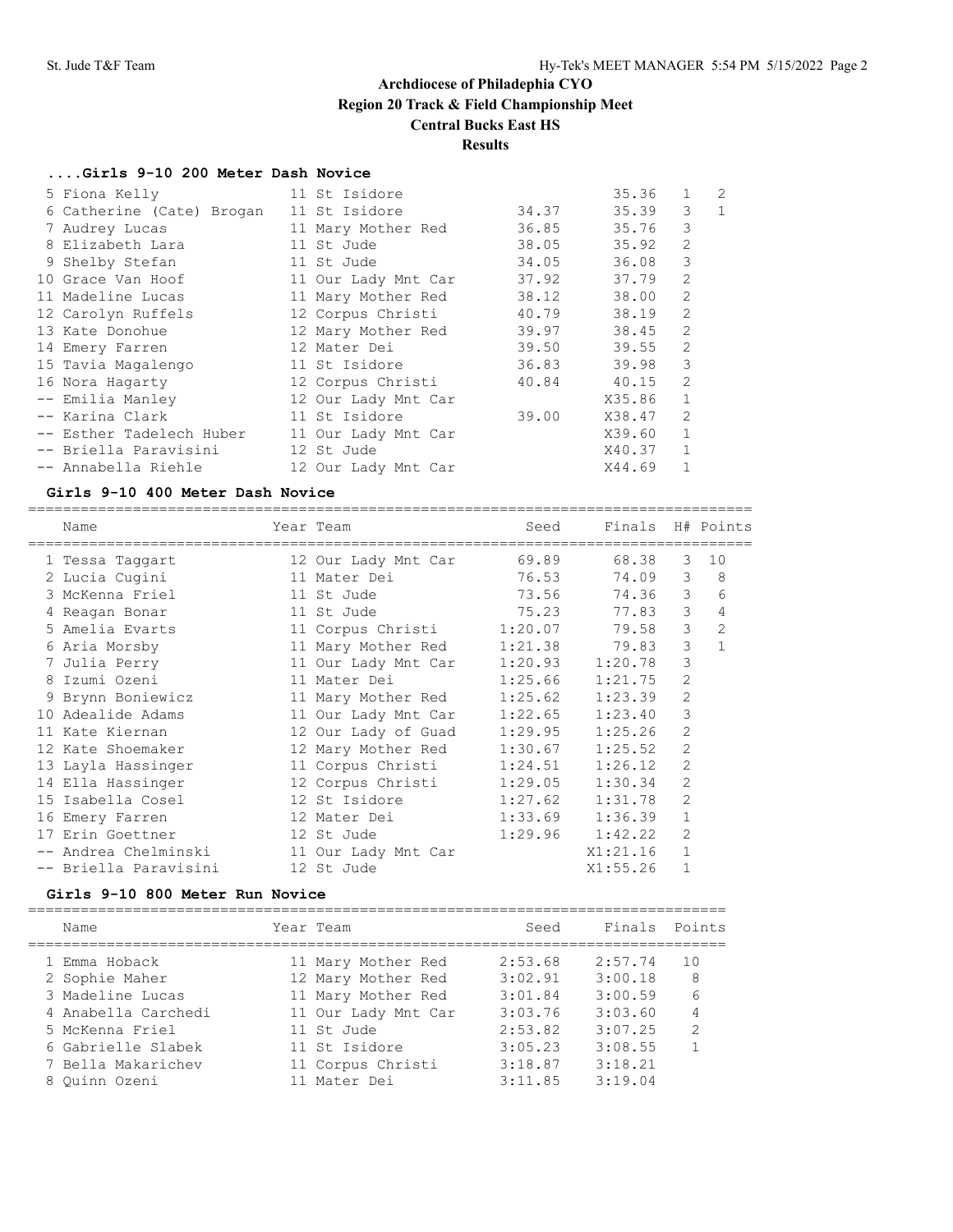# Archdiocese of Philadelphia CYO
## Region 20 Track & Field Championship Meet
## Central Bucks East HS
## Results

### ....Girls 9-10 200 Meter Dash Novice

| | Name | Year | Team | Seed | Finals | H# | Points |
|---|---|---|---|---|---|---|---|
| 5 | Fiona Kelly | 11 | St Isidore | | 35.36 | 1 | 2 |
| 6 | Catherine (Cate) Brogan | 11 | St Isidore | 34.37 | 35.39 | 3 | 1 |
| 7 | Audrey Lucas | 11 | Mary Mother Red | 36.85 | 35.76 | 3 | |
| 8 | Elizabeth Lara | 11 | St Jude | 38.05 | 35.92 | 2 | |
| 9 | Shelby Stefan | 11 | St Jude | 34.05 | 36.08 | 3 | |
| 10 | Grace Van Hoof | 11 | Our Lady Mnt Car | 37.92 | 37.79 | 2 | |
| 11 | Madeline Lucas | 11 | Mary Mother Red | 38.12 | 38.00 | 2 | |
| 12 | Carolyn Ruffels | 12 | Corpus Christi | 40.79 | 38.19 | 2 | |
| 13 | Kate Donohue | 12 | Mary Mother Red | 39.97 | 38.45 | 2 | |
| 14 | Emery Farren | 12 | Mater Dei | 39.50 | 39.55 | 2 | |
| 15 | Tavia Magalengo | 11 | St Isidore | 36.83 | 39.98 | 3 | |
| 16 | Nora Hagarty | 12 | Corpus Christi | 40.84 | 40.15 | 2 | |
| -- | Emilia Manley | 12 | Our Lady Mnt Car | | X35.86 | 1 | |
| -- | Karina Clark | 11 | St Isidore | 39.00 | X38.47 | 2 | |
| -- | Esther Tadelech Huber | 11 | Our Lady Mnt Car | | X39.60 | 1 | |
| -- | Briella Paravisini | 12 | St Jude | | X40.37 | 1 | |
| -- | Annabella Riehle | 12 | Our Lady Mnt Car | | X44.69 | 1 | |

### Girls 9-10 400 Meter Dash Novice

| | Name | Year | Team | Seed | Finals | H# | Points |
|---|---|---|---|---|---|---|---|
| 1 | Tessa Taggart | 12 | Our Lady Mnt Car | 69.89 | 68.38 | 3 | 10 |
| 2 | Lucia Cugini | 11 | Mater Dei | 76.53 | 74.09 | 3 | 8 |
| 3 | McKenna Friel | 11 | St Jude | 73.56 | 74.36 | 3 | 6 |
| 4 | Reagan Bonar | 11 | St Jude | 75.23 | 77.83 | 3 | 4 |
| 5 | Amelia Evarts | 11 | Corpus Christi | 1:20.07 | 79.58 | 3 | 2 |
| 6 | Aria Morsby | 11 | Mary Mother Red | 1:21.38 | 79.83 | 3 | 1 |
| 7 | Julia Perry | 11 | Our Lady Mnt Car | 1:20.93 | 1:20.78 | 3 | |
| 8 | Izumi Ozeni | 11 | Mater Dei | 1:25.66 | 1:21.75 | 2 | |
| 9 | Brynn Boniewicz | 11 | Mary Mother Red | 1:25.62 | 1:23.39 | 2 | |
| 10 | Adealide Adams | 11 | Our Lady Mnt Car | 1:22.65 | 1:23.40 | 3 | |
| 11 | Kate Kiernan | 12 | Our Lady of Guad | 1:29.95 | 1:25.26 | 2 | |
| 12 | Kate Shoemaker | 12 | Mary Mother Red | 1:30.67 | 1:25.52 | 2 | |
| 13 | Layla Hassinger | 11 | Corpus Christi | 1:24.51 | 1:26.12 | 2 | |
| 14 | Ella Hassinger | 12 | Corpus Christi | 1:29.05 | 1:30.34 | 2 | |
| 15 | Isabella Cosel | 12 | St Isidore | 1:27.62 | 1:31.78 | 2 | |
| 16 | Emery Farren | 12 | Mater Dei | 1:33.69 | 1:36.39 | 1 | |
| 17 | Erin Goettner | 12 | St Jude | 1:29.96 | 1:42.22 | 2 | |
| -- | Andrea Chelminski | 11 | Our Lady Mnt Car | | X1:21.16 | 1 | |
| -- | Briella Paravisini | 12 | St Jude | | X1:55.26 | 1 | |

### Girls 9-10 800 Meter Run Novice

| | Name | Year | Team | Seed | Finals | Points |
|---|---|---|---|---|---|---|
| 1 | Emma Hoback | 11 | Mary Mother Red | 2:53.68 | 2:57.74 | 10 |
| 2 | Sophie Maher | 12 | Mary Mother Red | 3:02.91 | 3:00.18 | 8 |
| 3 | Madeline Lucas | 11 | Mary Mother Red | 3:01.84 | 3:00.59 | 6 |
| 4 | Anabella Carchedi | 11 | Our Lady Mnt Car | 3:03.76 | 3:03.60 | 4 |
| 5 | McKenna Friel | 11 | St Jude | 2:53.82 | 3:07.25 | 2 |
| 6 | Gabrielle Slabek | 11 | St Isidore | 3:05.23 | 3:08.55 | 1 |
| 7 | Bella Makarichev | 11 | Corpus Christi | 3:18.87 | 3:18.21 | |
| 8 | Quinn Ozeni | 11 | Mater Dei | 3:11.85 | 3:19.04 | |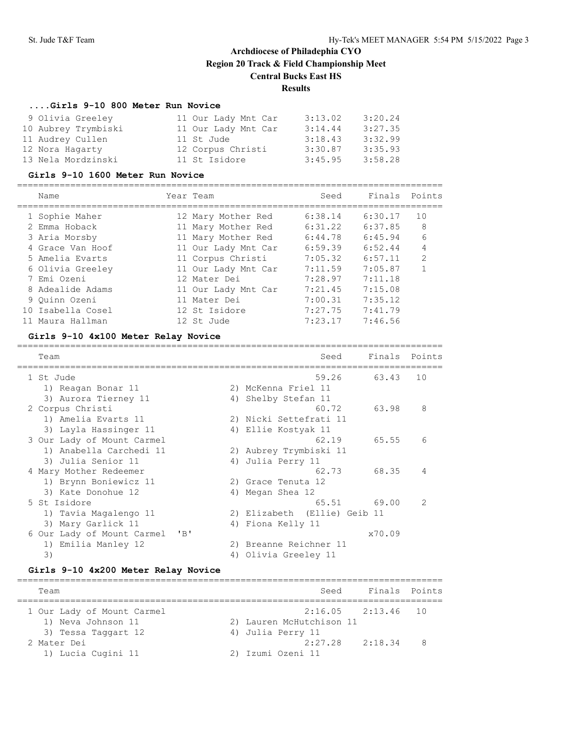# Archdiocese of Philadelphia CYO
## Region 20 Track & Field Championship Meet
### Central Bucks East HS
### Results

#### ....Girls 9-10 800 Meter Run Novice

| | Name | Year | Team | Seed | Finals |
|---|---|---|---|---|---|
| 9 | Olivia Greeley | 11 | Our Lady Mnt Car | 3:13.02 | 3:20.24 |
| 10 | Aubrey Trymbiski | 11 | Our Lady Mnt Car | 3:14.44 | 3:27.35 |
| 11 | Audrey Cullen | 11 | St Jude | 3:18.43 | 3:32.99 |
| 12 | Nora Hagarty | 12 | Corpus Christi | 3:30.87 | 3:35.93 |
| 13 | Nela Mordzinski | 11 | St Isidore | 3:45.95 | 3:58.28 |

#### Girls 9-10 1600 Meter Run Novice

| | Name | Year | Team | Seed | Finals | Points |
|---|---|---|---|---|---|---|
| 1 | Sophie Maher | 12 | Mary Mother Red | 6:38.14 | 6:30.17 | 10 |
| 2 | Emma Hoback | 11 | Mary Mother Red | 6:31.22 | 6:37.85 | 8 |
| 3 | Aria Morsby | 11 | Mary Mother Red | 6:44.78 | 6:45.94 | 6 |
| 4 | Grace Van Hoof | 11 | Our Lady Mnt Car | 6:59.39 | 6:52.44 | 4 |
| 5 | Amelia Evarts | 11 | Corpus Christi | 7:05.32 | 6:57.11 | 2 |
| 6 | Olivia Greeley | 11 | Our Lady Mnt Car | 7:11.59 | 7:05.87 | 1 |
| 7 | Emi Ozeni | 12 | Mater Dei | 7:28.97 | 7:11.18 | |
| 8 | Adealide Adams | 11 | Our Lady Mnt Car | 7:21.45 | 7:15.08 | |
| 9 | Quinn Ozeni | 11 | Mater Dei | 7:00.31 | 7:35.12 | |
| 10 | Isabella Cosel | 12 | St Isidore | 7:27.75 | 7:41.79 | |
| 11 | Maura Hallman | 12 | St Jude | 7:23.17 | 7:46.56 | |

#### Girls 9-10 4x100 Meter Relay Novice

| | Team | Seed | Finals | Points |
|---|---|---|---|---|
| 1 | St Jude | 59.26 | 63.43 | 10 |
| | 1) Reagan Bonar 11; 2) McKenna Friel 11; 3) Aurora Tierney 11; 4) Shelby Stefan 11 | | | |
| 2 | Corpus Christi | 60.72 | 63.98 | 8 |
| | 1) Amelia Evarts 11; 2) Nicki Settefrati 11; 3) Layla Hassinger 11; 4) Ellie Kostyak 11 | | | |
| 3 | Our Lady of Mount Carmel | 62.19 | 65.55 | 6 |
| | 1) Anabella Carchedi 11; 2) Aubrey Trymbiski 11; 3) Julia Senior 11; 4) Julia Perry 11 | | | |
| 4 | Mary Mother Redeemer | 62.73 | 68.35 | 4 |
| | 1) Brynn Boniewicz 11; 2) Grace Tenuta 12; 3) Kate Donohue 12; 4) Megan Shea 12 | | | |
| 5 | St Isidore | 65.51 | 69.00 | 2 |
| | 1) Tavia Magalengo 11; 2) Elizabeth (Ellie) Geib 11; 3) Mary Garlick 11; 4) Fiona Kelly 11 | | | |
| 6 | Our Lady of Mount Carmel 'B' | | x70.09 | |
| | 1) Emilia Manley 12; 2) Breanne Reichner 11; 3); 4) Olivia Greeley 11 | | | |

#### Girls 9-10 4x200 Meter Relay Novice

| | Team | Seed | Finals | Points |
|---|---|---|---|---|
| 1 | Our Lady of Mount Carmel | 2:16.05 | 2:13.46 | 10 |
| | 1) Neva Johnson 11; 2) Lauren McHutchison 11; 3) Tessa Taggart 12; 4) Julia Perry 11 | | | |
| 2 | Mater Dei | 2:27.28 | 2:18.34 | 8 |
| | 1) Lucia Cugini 11; 2) Izumi Ozeni 11 | | | |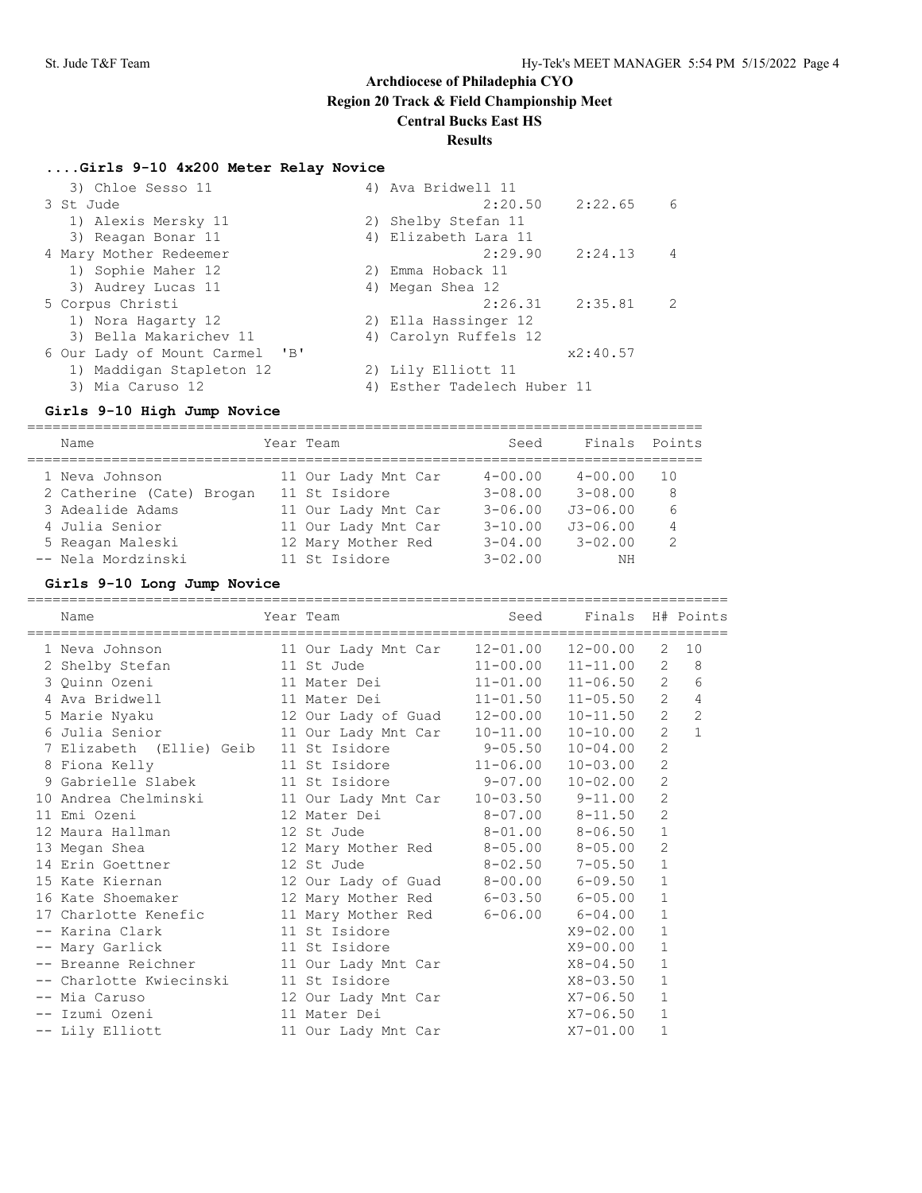# Archdiocese of Philadelphia CYO
## Region 20 Track & Field Championship Meet
### Central Bucks East HS
### Results

#### ....Girls 9-10 4x200 Meter Relay Novice

| Team | | Seed | Finals | Points |
|---|---|---|---|---|
| 3) Chloe Sesso 11 | 4) Ava Bridwell 11 | | | |
| 3 St Jude | | 2:20.50 | 2:22.65 | 6 |
| 1) Alexis Mersky 11 | 2) Shelby Stefan 11 | | | |
| 3) Reagan Bonar 11 | 4) Elizabeth Lara 11 | | | |
| 4 Mary Mother Redeemer | | 2:29.90 | 2:24.13 | 4 |
| 1) Sophie Maher 12 | 2) Emma Hoback 11 | | | |
| 3) Audrey Lucas 11 | 4) Megan Shea 12 | | | |
| 5 Corpus Christi | | 2:26.31 | 2:35.81 | 2 |
| 1) Nora Hagarty 12 | 2) Ella Hassinger 12 | | | |
| 3) Bella Makarichev 11 | 4) Carolyn Ruffels 12 | | | |
| 6 Our Lady of Mount Carmel 'B' | | | x2:40.57 | |
| 1) Maddigan Stapleton 12 | 2) Lily Elliott 11 | | | |
| 3) Mia Caruso 12 | 4) Esther Tadelech Huber 11 | | | |

#### Girls 9-10 High Jump Novice

| Name | Year | Team | Seed | Finals | Points |
|---|---|---|---|---|---|
| 1 Neva Johnson | 11 | Our Lady Mnt Car | 4-00.00 | 4-00.00 | 10 |
| 2 Catherine (Cate) Brogan | 11 | St Isidore | 3-08.00 | 3-08.00 | 8 |
| 3 Adealide Adams | 11 | Our Lady Mnt Car | 3-06.00 | J3-06.00 | 6 |
| 4 Julia Senior | 11 | Our Lady Mnt Car | 3-10.00 | J3-06.00 | 4 |
| 5 Reagan Maleski | 12 | Mary Mother Red | 3-04.00 | 3-02.00 | 2 |
| -- Nela Mordzinski | 11 | St Isidore | 3-02.00 | NH | |

#### Girls 9-10 Long Jump Novice

| Name | Year | Team | Seed | Finals | H# | Points |
|---|---|---|---|---|---|---|
| 1 Neva Johnson | 11 | Our Lady Mnt Car | 12-01.00 | 12-00.00 | 2 | 10 |
| 2 Shelby Stefan | 11 | St Jude | 11-00.00 | 11-11.00 | 2 | 8 |
| 3 Quinn Ozeni | 11 | Mater Dei | 11-01.00 | 11-06.50 | 2 | 6 |
| 4 Ava Bridwell | 11 | Mater Dei | 11-01.50 | 11-05.50 | 2 | 4 |
| 5 Marie Nyaku | 12 | Our Lady of Guad | 12-00.00 | 10-11.50 | 2 | 2 |
| 6 Julia Senior | 11 | Our Lady Mnt Car | 10-11.00 | 10-10.00 | 2 | 1 |
| 7 Elizabeth (Ellie) Geib | 11 | St Isidore | 9-05.50 | 10-04.00 | 2 | |
| 8 Fiona Kelly | 11 | St Isidore | 11-06.00 | 10-03.00 | 2 | |
| 9 Gabrielle Slabek | 11 | St Isidore | 9-07.00 | 10-02.00 | 2 | |
| 10 Andrea Chelminski | 11 | Our Lady Mnt Car | 10-03.50 | 9-11.00 | 2 | |
| 11 Emi Ozeni | 12 | Mater Dei | 8-07.00 | 8-11.50 | 2 | |
| 12 Maura Hallman | 12 | St Jude | 8-01.00 | 8-06.50 | 1 | |
| 13 Megan Shea | 12 | Mary Mother Red | 8-05.00 | 8-05.00 | 2 | |
| 14 Erin Goettner | 12 | St Jude | 8-02.50 | 7-05.50 | 1 | |
| 15 Kate Kiernan | 12 | Our Lady of Guad | 8-00.00 | 6-09.50 | 1 | |
| 16 Kate Shoemaker | 12 | Mary Mother Red | 6-03.50 | 6-05.00 | 1 | |
| 17 Charlotte Kenefic | 11 | Mary Mother Red | 6-06.00 | 6-04.00 | 1 | |
| -- Karina Clark | 11 | St Isidore | | X9-02.00 | 1 | |
| -- Mary Garlick | 11 | St Isidore | | X9-00.00 | 1 | |
| -- Breanne Reichner | 11 | Our Lady Mnt Car | | X8-04.50 | 1 | |
| -- Charlotte Kwiecinski | 11 | St Isidore | | X8-03.50 | 1 | |
| -- Mia Caruso | 12 | Our Lady Mnt Car | | X7-06.50 | 1 | |
| -- Izumi Ozeni | 11 | Mater Dei | | X7-06.50 | 1 | |
| -- Lily Elliott | 11 | Our Lady Mnt Car | | X7-01.00 | 1 | |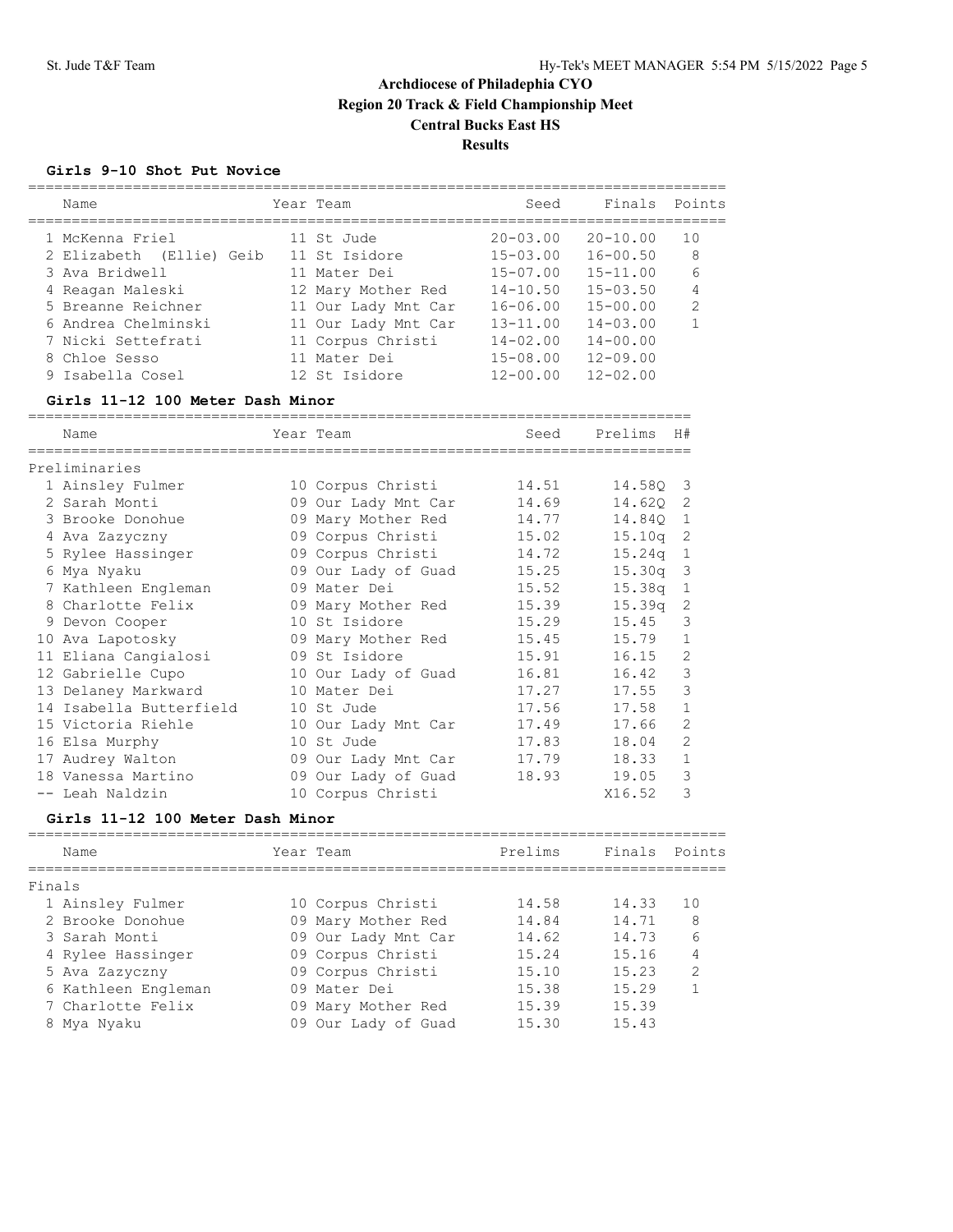# Archdiocese of Philadelphia CYO
## Region 20 Track & Field Championship Meet
## Central Bucks East HS
## Results

### Girls 9-10 Shot Put Novice

| | Name | Year | Team | Seed | Finals | Points |
|---|---|---|---|---|---|---|
| 1 | McKenna Friel | 11 | St Jude | 20-03.00 | 20-10.00 | 10 |
| 2 | Elizabeth (Ellie) Geib | 11 | St Isidore | 15-03.00 | 16-00.50 | 8 |
| 3 | Ava Bridwell | 11 | Mater Dei | 15-07.00 | 15-11.00 | 6 |
| 4 | Reagan Maleski | 12 | Mary Mother Red | 14-10.50 | 15-03.50 | 4 |
| 5 | Breanne Reichner | 11 | Our Lady Mnt Car | 16-06.00 | 15-00.00 | 2 |
| 6 | Andrea Chelminski | 11 | Our Lady Mnt Car | 13-11.00 | 14-03.00 | 1 |
| 7 | Nicki Settefrati | 11 | Corpus Christi | 14-02.00 | 14-00.00 | |
| 8 | Chloe Sesso | 11 | Mater Dei | 15-08.00 | 12-09.00 | |
| 9 | Isabella Cosel | 12 | St Isidore | 12-00.00 | 12-02.00 | |

### Girls 11-12 100 Meter Dash Minor

Preliminaries

| | Name | Year | Team | Seed | Prelims | H# |
|---|---|---|---|---|---|---|
| 1 | Ainsley Fulmer | 10 | Corpus Christi | 14.51 | 14.58Q | 3 |
| 2 | Sarah Monti | 09 | Our Lady Mnt Car | 14.69 | 14.62Q | 2 |
| 3 | Brooke Donohue | 09 | Mary Mother Red | 14.77 | 14.84Q | 1 |
| 4 | Ava Zazyczny | 09 | Corpus Christi | 15.02 | 15.10q | 2 |
| 5 | Rylee Hassinger | 09 | Corpus Christi | 14.72 | 15.24q | 1 |
| 6 | Mya Nyaku | 09 | Our Lady of Guad | 15.25 | 15.30q | 3 |
| 7 | Kathleen Engleman | 09 | Mater Dei | 15.52 | 15.38q | 1 |
| 8 | Charlotte Felix | 09 | Mary Mother Red | 15.39 | 15.39q | 2 |
| 9 | Devon Cooper | 10 | St Isidore | 15.29 | 15.45 | 3 |
| 10 | Ava Lapotosky | 09 | Mary Mother Red | 15.45 | 15.79 | 1 |
| 11 | Eliana Cangialosi | 09 | St Isidore | 15.91 | 16.15 | 2 |
| 12 | Gabrielle Cupo | 10 | Our Lady of Guad | 16.81 | 16.42 | 3 |
| 13 | Delaney Markward | 10 | Mater Dei | 17.27 | 17.55 | 3 |
| 14 | Isabella Butterfield | 10 | St Jude | 17.56 | 17.58 | 1 |
| 15 | Victoria Riehle | 10 | Our Lady Mnt Car | 17.49 | 17.66 | 2 |
| 16 | Elsa Murphy | 10 | St Jude | 17.83 | 18.04 | 2 |
| 17 | Audrey Walton | 09 | Our Lady Mnt Car | 17.79 | 18.33 | 1 |
| 18 | Vanessa Martino | 09 | Our Lady of Guad | 18.93 | 19.05 | 3 |
| -- | Leah Naldzin | 10 | Corpus Christi | | X16.52 | 3 |

### Girls 11-12 100 Meter Dash Minor

Finals

| | Name | Year | Team | Prelims | Finals | Points |
|---|---|---|---|---|---|---|
| 1 | Ainsley Fulmer | 10 | Corpus Christi | 14.58 | 14.33 | 10 |
| 2 | Brooke Donohue | 09 | Mary Mother Red | 14.84 | 14.71 | 8 |
| 3 | Sarah Monti | 09 | Our Lady Mnt Car | 14.62 | 14.73 | 6 |
| 4 | Rylee Hassinger | 09 | Corpus Christi | 15.24 | 15.16 | 4 |
| 5 | Ava Zazyczny | 09 | Corpus Christi | 15.10 | 15.23 | 2 |
| 6 | Kathleen Engleman | 09 | Mater Dei | 15.38 | 15.29 | 1 |
| 7 | Charlotte Felix | 09 | Mary Mother Red | 15.39 | 15.39 | |
| 8 | Mya Nyaku | 09 | Our Lady of Guad | 15.30 | 15.43 | |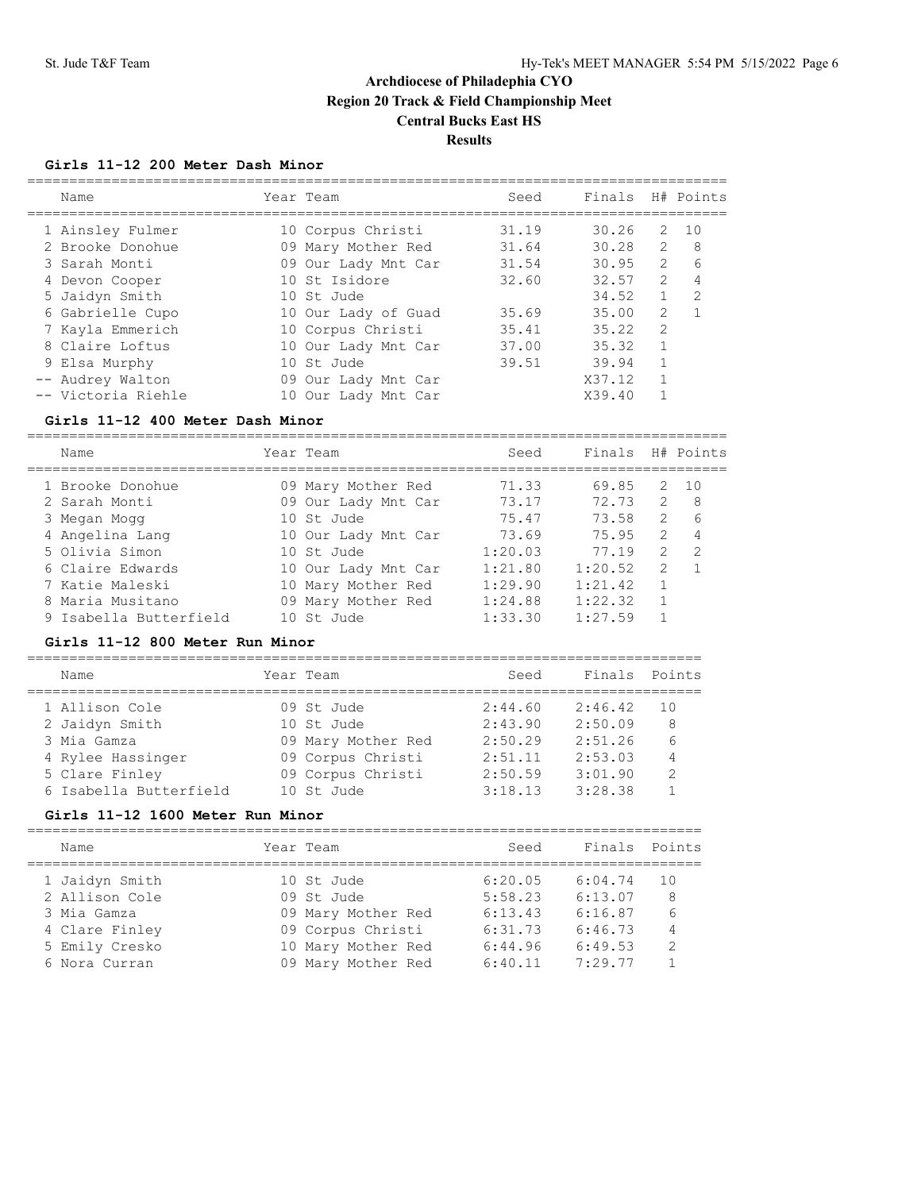# Archdiocese of Philadelphia CYO
## Region 20 Track & Field Championship Meet
## Central Bucks East HS
## Results

### Girls 11-12 200 Meter Dash Minor

| | Name | Year | Team | Seed | Finals | H# | Points |
|---|---|---|---|---|---|---|---|
| 1 | Ainsley Fulmer | 10 | Corpus Christi | 31.19 | 30.26 | 2 | 10 |
| 2 | Brooke Donohue | 09 | Mary Mother Red | 31.64 | 30.28 | 2 | 8 |
| 3 | Sarah Monti | 09 | Our Lady Mnt Car | 31.54 | 30.95 | 2 | 6 |
| 4 | Devon Cooper | 10 | St Isidore | 32.60 | 32.57 | 2 | 4 |
| 5 | Jaidyn Smith | 10 | St Jude | | 34.52 | 1 | 2 |
| 6 | Gabrielle Cupo | 10 | Our Lady of Guad | 35.69 | 35.00 | 2 | 1 |
| 7 | Kayla Emmerich | 10 | Corpus Christi | 35.41 | 35.22 | 2 | |
| 8 | Claire Loftus | 10 | Our Lady Mnt Car | 37.00 | 35.32 | 1 | |
| 9 | Elsa Murphy | 10 | St Jude | 39.51 | 39.94 | 1 | |
| -- | Audrey Walton | 09 | Our Lady Mnt Car | | X37.12 | 1 | |
| -- | Victoria Riehle | 10 | Our Lady Mnt Car | | X39.40 | 1 | |

### Girls 11-12 400 Meter Dash Minor

| | Name | Year | Team | Seed | Finals | H# | Points |
|---|---|---|---|---|---|---|---|
| 1 | Brooke Donohue | 09 | Mary Mother Red | 71.33 | 69.85 | 2 | 10 |
| 2 | Sarah Monti | 09 | Our Lady Mnt Car | 73.17 | 72.73 | 2 | 8 |
| 3 | Megan Mogg | 10 | St Jude | 75.47 | 73.58 | 2 | 6 |
| 4 | Angelina Lang | 10 | Our Lady Mnt Car | 73.69 | 75.95 | 2 | 4 |
| 5 | Olivia Simon | 10 | St Jude | 1:20.03 | 77.19 | 2 | 2 |
| 6 | Claire Edwards | 10 | Our Lady Mnt Car | 1:21.80 | 1:20.52 | 2 | 1 |
| 7 | Katie Maleski | 10 | Mary Mother Red | 1:29.90 | 1:21.42 | 1 | |
| 8 | Maria Musitano | 09 | Mary Mother Red | 1:24.88 | 1:22.32 | 1 | |
| 9 | Isabella Butterfield | 10 | St Jude | 1:33.30 | 1:27.59 | 1 | |

### Girls 11-12 800 Meter Run Minor

| | Name | Year | Team | Seed | Finals | Points |
|---|---|---|---|---|---|---|
| 1 | Allison Cole | 09 | St Jude | 2:44.60 | 2:46.42 | 10 |
| 2 | Jaidyn Smith | 10 | St Jude | 2:43.90 | 2:50.09 | 8 |
| 3 | Mia Gamza | 09 | Mary Mother Red | 2:50.29 | 2:51.26 | 6 |
| 4 | Rylee Hassinger | 09 | Corpus Christi | 2:51.11 | 2:53.03 | 4 |
| 5 | Clare Finley | 09 | Corpus Christi | 2:50.59 | 3:01.90 | 2 |
| 6 | Isabella Butterfield | 10 | St Jude | 3:18.13 | 3:28.38 | 1 |

### Girls 11-12 1600 Meter Run Minor

| | Name | Year | Team | Seed | Finals | Points |
|---|---|---|---|---|---|---|
| 1 | Jaidyn Smith | 10 | St Jude | 6:20.05 | 6:04.74 | 10 |
| 2 | Allison Cole | 09 | St Jude | 5:58.23 | 6:13.07 | 8 |
| 3 | Mia Gamza | 09 | Mary Mother Red | 6:13.43 | 6:16.87 | 6 |
| 4 | Clare Finley | 09 | Corpus Christi | 6:31.73 | 6:46.73 | 4 |
| 5 | Emily Cresko | 10 | Mary Mother Red | 6:44.96 | 6:49.53 | 2 |
| 6 | Nora Curran | 09 | Mary Mother Red | 6:40.11 | 7:29.77 | 1 |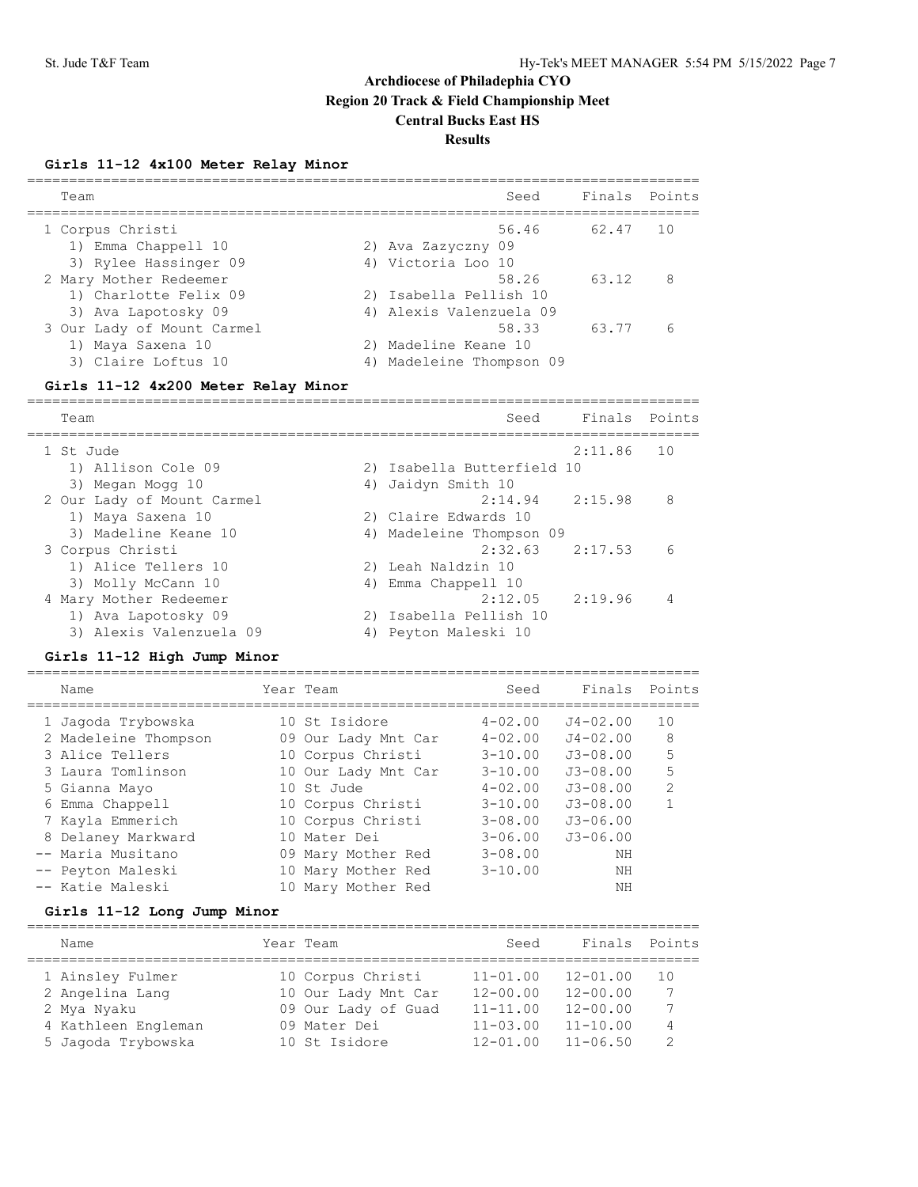# Archdiocese of Philadelphia CYO
## Region 20 Track & Field Championship Meet
## Central Bucks East HS
## Results

### Girls 11-12 4x100 Meter Relay Minor

| Team | Seed | Finals | Points |
|---|---|---|---|
| 1 Corpus Christi | 56.46 | 62.47 | 10 |
| 1) Emma Chappell 10; 2) Ava Zazyczny 09; 3) Rylee Hassinger 09; 4) Victoria Loo 10 | | | |
| 2 Mary Mother Redeemer | 58.26 | 63.12 | 8 |
| 1) Charlotte Felix 09; 2) Isabella Pellish 10; 3) Ava Lapotosky 09; 4) Alexis Valenzuela 09 | | | |
| 3 Our Lady of Mount Carmel | 58.33 | 63.77 | 6 |
| 1) Maya Saxena 10; 2) Madeline Keane 10; 3) Claire Loftus 10; 4) Madeleine Thompson 09 | | | |

### Girls 11-12 4x200 Meter Relay Minor

| Team | Seed | Finals | Points |
|---|---|---|---|
| 1 St Jude | | 2:11.86 | 10 |
| 1) Allison Cole 09; 2) Isabella Butterfield 10; 3) Megan Mogg 10; 4) Jaidyn Smith 10 | | | |
| 2 Our Lady of Mount Carmel | 2:14.94 | 2:15.98 | 8 |
| 1) Maya Saxena 10; 2) Claire Edwards 10; 3) Madeline Keane 10; 4) Madeleine Thompson 09 | | | |
| 3 Corpus Christi | 2:32.63 | 2:17.53 | 6 |
| 1) Alice Tellers 10; 2) Leah Naldzin 10; 3) Molly McCann 10; 4) Emma Chappell 10 | | | |
| 4 Mary Mother Redeemer | 2:12.05 | 2:19.96 | 4 |
| 1) Ava Lapotosky 09; 2) Isabella Pellish 10; 3) Alexis Valenzuela 09; 4) Peyton Maleski 10 | | | |

### Girls 11-12 High Jump Minor

| Name | Year | Team | Seed | Finals | Points |
|---|---|---|---|---|---|
| 1 Jagoda Trybowska | 10 | St Isidore | 4-02.00 | J4-02.00 | 10 |
| 2 Madeleine Thompson | 09 | Our Lady Mnt Car | 4-02.00 | J4-02.00 | 8 |
| 3 Alice Tellers | 10 | Corpus Christi | 3-10.00 | J3-08.00 | 5 |
| 3 Laura Tomlinson | 10 | Our Lady Mnt Car | 3-10.00 | J3-08.00 | 5 |
| 5 Gianna Mayo | 10 | St Jude | 4-02.00 | J3-08.00 | 2 |
| 6 Emma Chappell | 10 | Corpus Christi | 3-10.00 | J3-08.00 | 1 |
| 7 Kayla Emmerich | 10 | Corpus Christi | 3-08.00 | J3-06.00 | |
| 8 Delaney Markward | 10 | Mater Dei | 3-06.00 | J3-06.00 | |
| -- Maria Musitano | 09 | Mary Mother Red | 3-08.00 | NH | |
| -- Peyton Maleski | 10 | Mary Mother Red | 3-10.00 | NH | |
| -- Katie Maleski | 10 | Mary Mother Red | | NH | |

### Girls 11-12 Long Jump Minor

| Name | Year | Team | Seed | Finals | Points |
|---|---|---|---|---|---|
| 1 Ainsley Fulmer | 10 | Corpus Christi | 11-01.00 | 12-01.00 | 10 |
| 2 Angelina Lang | 10 | Our Lady Mnt Car | 12-00.00 | 12-00.00 | 7 |
| 2 Mya Nyaku | 09 | Our Lady of Guad | 11-11.00 | 12-00.00 | 7 |
| 4 Kathleen Engleman | 09 | Mater Dei | 11-03.00 | 11-10.00 | 4 |
| 5 Jagoda Trybowska | 10 | St Isidore | 12-01.00 | 11-06.50 | 2 |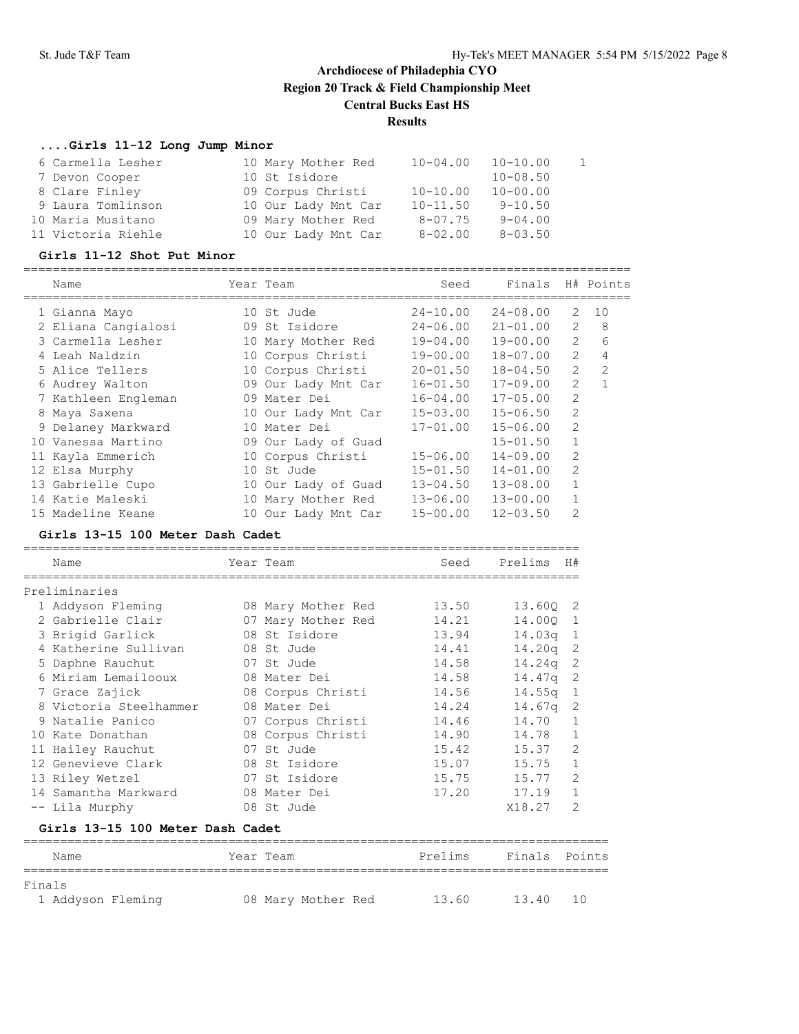# Archdiocese of Philadelphia CYO

## Region 20 Track & Field Championship Meet

## Central Bucks East HS

## Results

### ....Girls 11-12 Long Jump Minor

| Name | Year | Team | Seed | Finals | Points |
|---|---|---|---|---|---|
| 6 Carmella Lesher | 10 | Mary Mother Red | 10-04.00 | 10-10.00 | 1 |
| 7 Devon Cooper | 10 | St Isidore | | 10-08.50 | |
| 8 Clare Finley | 09 | Corpus Christi | 10-10.00 | 10-00.00 | |
| 9 Laura Tomlinson | 10 | Our Lady Mnt Car | 10-11.50 | 9-10.50 | |
| 10 Maria Musitano | 09 | Mary Mother Red | 8-07.75 | 9-04.00 | |
| 11 Victoria Riehle | 10 | Our Lady Mnt Car | 8-02.00 | 8-03.50 | |

### Girls 11-12 Shot Put Minor

| Name | Year | Team | Seed | Finals | H# | Points |
|---|---|---|---|---|---|---|
| 1 Gianna Mayo | 10 | St Jude | 24-10.00 | 24-08.00 | 2 | 10 |
| 2 Eliana Cangialosi | 09 | St Isidore | 24-06.00 | 21-01.00 | 2 | 8 |
| 3 Carmella Lesher | 10 | Mary Mother Red | 19-04.00 | 19-00.00 | 2 | 6 |
| 4 Leah Naldzin | 10 | Corpus Christi | 19-00.00 | 18-07.00 | 2 | 4 |
| 5 Alice Tellers | 10 | Corpus Christi | 20-01.50 | 18-04.50 | 2 | 2 |
| 6 Audrey Walton | 09 | Our Lady Mnt Car | 16-01.50 | 17-09.00 | 2 | 1 |
| 7 Kathleen Engleman | 09 | Mater Dei | 16-04.00 | 17-05.00 | 2 | |
| 8 Maya Saxena | 10 | Our Lady Mnt Car | 15-03.00 | 15-06.50 | 2 | |
| 9 Delaney Markward | 10 | Mater Dei | 17-01.00 | 15-06.00 | 2 | |
| 10 Vanessa Martino | 09 | Our Lady of Guad | | 15-01.50 | 1 | |
| 11 Kayla Emmerich | 10 | Corpus Christi | 15-06.00 | 14-09.00 | 2 | |
| 12 Elsa Murphy | 10 | St Jude | 15-01.50 | 14-01.00 | 2 | |
| 13 Gabrielle Cupo | 10 | Our Lady of Guad | 13-04.50 | 13-08.00 | 1 | |
| 14 Katie Maleski | 10 | Mary Mother Red | 13-06.00 | 13-00.00 | 1 | |
| 15 Madeline Keane | 10 | Our Lady Mnt Car | 15-00.00 | 12-03.50 | 2 | |

### Girls 13-15 100 Meter Dash Cadet

Preliminaries

| Name | Year | Team | Seed | Prelims | H# |
|---|---|---|---|---|---|
| 1 Addyson Fleming | 08 | Mary Mother Red | 13.50 | 13.60Q | 2 |
| 2 Gabrielle Clair | 07 | Mary Mother Red | 14.21 | 14.00Q | 1 |
| 3 Brigid Garlick | 08 | St Isidore | 13.94 | 14.03q | 1 |
| 4 Katherine Sullivan | 08 | St Jude | 14.41 | 14.20q | 2 |
| 5 Daphne Rauchut | 07 | St Jude | 14.58 | 14.24q | 2 |
| 6 Miriam Lemailooux | 08 | Mater Dei | 14.58 | 14.47q | 2 |
| 7 Grace Zajick | 08 | Corpus Christi | 14.56 | 14.55q | 1 |
| 8 Victoria Steelhammer | 08 | Mater Dei | 14.24 | 14.67q | 2 |
| 9 Natalie Panico | 07 | Corpus Christi | 14.46 | 14.70 | 1 |
| 10 Kate Donathan | 08 | Corpus Christi | 14.90 | 14.78 | 1 |
| 11 Hailey Rauchut | 07 | St Jude | 15.42 | 15.37 | 2 |
| 12 Genevieve Clark | 08 | St Isidore | 15.07 | 15.75 | 1 |
| 13 Riley Wetzel | 07 | St Isidore | 15.75 | 15.77 | 2 |
| 14 Samantha Markward | 08 | Mater Dei | 17.20 | 17.19 | 1 |
| -- Lila Murphy | 08 | St Jude | | X18.27 | 2 |

### Girls 13-15 100 Meter Dash Cadet

Finals

| Name | Year | Team | Prelims | Finals | Points |
|---|---|---|---|---|---|
| 1 Addyson Fleming | 08 | Mary Mother Red | 13.60 | 13.40 | 10 |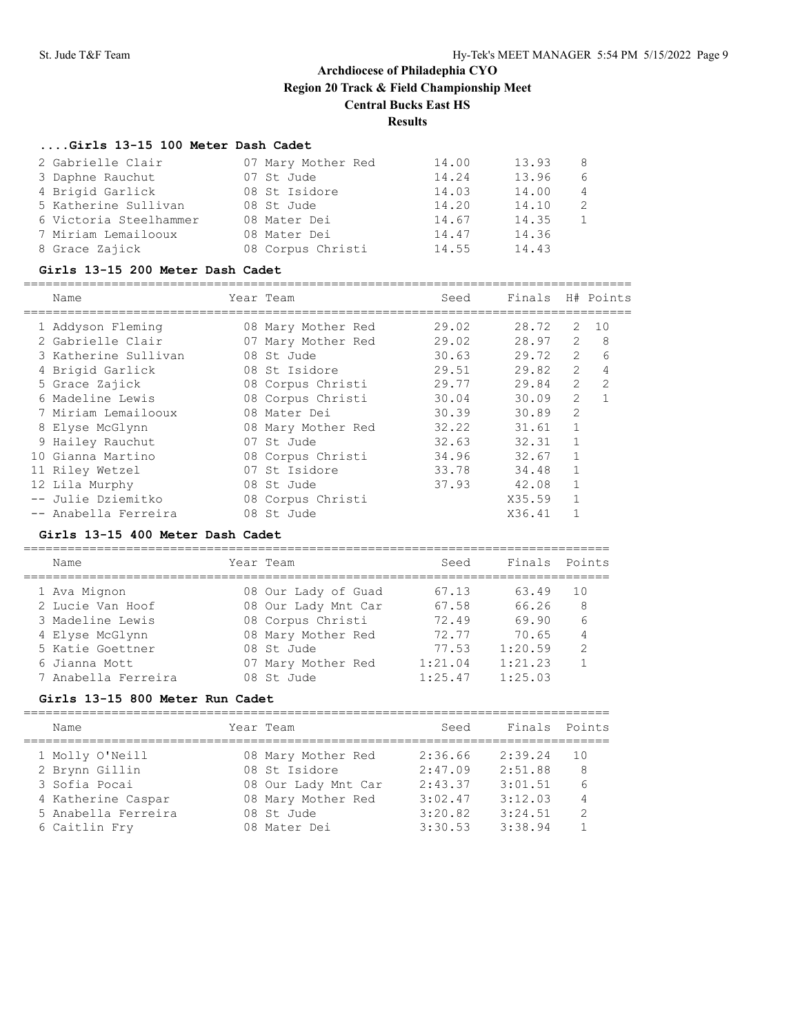# Archdiocese of Philadelphia CYO

## Region 20 Track & Field Championship Meet

## Central Bucks East HS

## Results

### ....Girls 13-15 100 Meter Dash Cadet

| Name | Year | Team | Seed | Finals | Points |
|---|---|---|---|---|---|
| 2 Gabrielle Clair | 07 | Mary Mother Red | 14.00 | 13.93 | 8 |
| 3 Daphne Rauchut | 07 | St Jude | 14.24 | 13.96 | 6 |
| 4 Brigid Garlick | 08 | St Isidore | 14.03 | 14.00 | 4 |
| 5 Katherine Sullivan | 08 | St Jude | 14.20 | 14.10 | 2 |
| 6 Victoria Steelhammer | 08 | Mater Dei | 14.67 | 14.35 | 1 |
| 7 Miriam Lemailooux | 08 | Mater Dei | 14.47 | 14.36 | |
| 8 Grace Zajick | 08 | Corpus Christi | 14.55 | 14.43 | |

### Girls 13-15 200 Meter Dash Cadet

| Name | Year | Team | Seed | Finals | H# | Points |
|---|---|---|---|---|---|---|
| 1 Addyson Fleming | 08 | Mary Mother Red | 29.02 | 28.72 | 2 | 10 |
| 2 Gabrielle Clair | 07 | Mary Mother Red | 29.02 | 28.97 | 2 | 8 |
| 3 Katherine Sullivan | 08 | St Jude | 30.63 | 29.72 | 2 | 6 |
| 4 Brigid Garlick | 08 | St Isidore | 29.51 | 29.82 | 2 | 4 |
| 5 Grace Zajick | 08 | Corpus Christi | 29.77 | 29.84 | 2 | 2 |
| 6 Madeline Lewis | 08 | Corpus Christi | 30.04 | 30.09 | 2 | 1 |
| 7 Miriam Lemailooux | 08 | Mater Dei | 30.39 | 30.89 | 2 | |
| 8 Elyse McGlynn | 08 | Mary Mother Red | 32.22 | 31.61 | 1 | |
| 9 Hailey Rauchut | 07 | St Jude | 32.63 | 32.31 | 1 | |
| 10 Gianna Martino | 08 | Corpus Christi | 34.96 | 32.67 | 1 | |
| 11 Riley Wetzel | 07 | St Isidore | 33.78 | 34.48 | 1 | |
| 12 Lila Murphy | 08 | St Jude | 37.93 | 42.08 | 1 | |
| -- Julie Dziemitko | 08 | Corpus Christi | | X35.59 | 1 | |
| -- Anabella Ferreira | 08 | St Jude | | X36.41 | 1 | |

### Girls 13-15 400 Meter Dash Cadet

| Name | Year | Team | Seed | Finals | Points |
|---|---|---|---|---|---|
| 1 Ava Mignon | 08 | Our Lady of Guad | 67.13 | 63.49 | 10 |
| 2 Lucie Van Hoof | 08 | Our Lady Mnt Car | 67.58 | 66.26 | 8 |
| 3 Madeline Lewis | 08 | Corpus Christi | 72.49 | 69.90 | 6 |
| 4 Elyse McGlynn | 08 | Mary Mother Red | 72.77 | 70.65 | 4 |
| 5 Katie Goettner | 08 | St Jude | 77.53 | 1:20.59 | 2 |
| 6 Jianna Mott | 07 | Mary Mother Red | 1:21.04 | 1:21.23 | 1 |
| 7 Anabella Ferreira | 08 | St Jude | 1:25.47 | 1:25.03 | |

### Girls 13-15 800 Meter Run Cadet

| Name | Year | Team | Seed | Finals | Points |
|---|---|---|---|---|---|
| 1 Molly O'Neill | 08 | Mary Mother Red | 2:36.66 | 2:39.24 | 10 |
| 2 Brynn Gillin | 08 | St Isidore | 2:47.09 | 2:51.88 | 8 |
| 3 Sofia Pocai | 08 | Our Lady Mnt Car | 2:43.37 | 3:01.51 | 6 |
| 4 Katherine Caspar | 08 | Mary Mother Red | 3:02.47 | 3:12.03 | 4 |
| 5 Anabella Ferreira | 08 | St Jude | 3:20.82 | 3:24.51 | 2 |
| 6 Caitlin Fry | 08 | Mater Dei | 3:30.53 | 3:38.94 | 1 |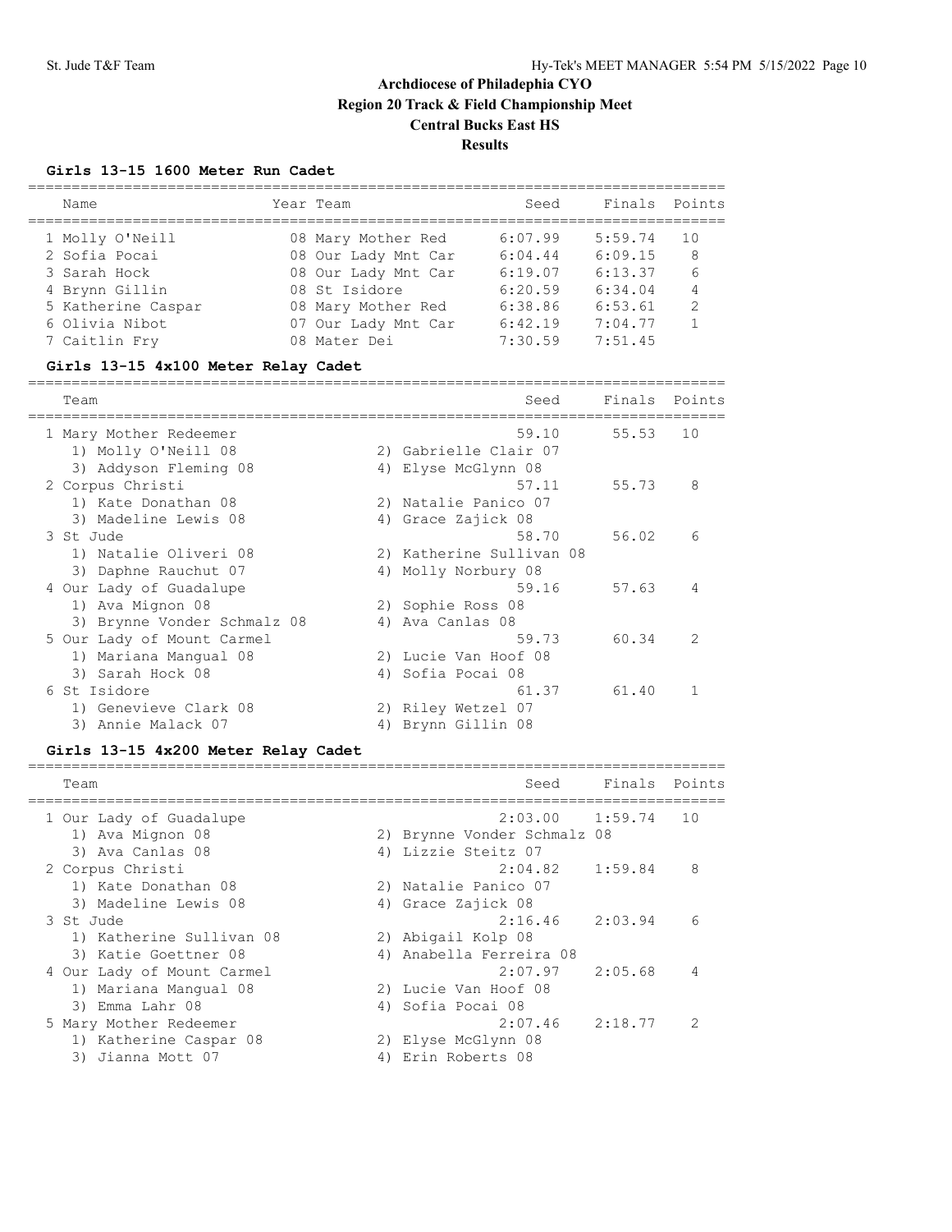# Archdiocese of Philadelphia CYO
## Region 20 Track & Field Championship Meet
## Central Bucks East HS
## Results

### Girls 13-15 1600 Meter Run Cadet

| Place | Name | Year | Team | Seed | Finals | Points |
|---|---|---|---|---|---|---|
| 1 | Molly O'Neill | 08 | Mary Mother Red | 6:07.99 | 5:59.74 | 10 |
| 2 | Sofia Pocai | 08 | Our Lady Mnt Car | 6:04.44 | 6:09.15 | 8 |
| 3 | Sarah Hock | 08 | Our Lady Mnt Car | 6:19.07 | 6:13.37 | 6 |
| 4 | Brynn Gillin | 08 | St Isidore | 6:20.59 | 6:34.04 | 4 |
| 5 | Katherine Caspar | 08 | Mary Mother Red | 6:38.86 | 6:53.61 | 2 |
| 6 | Olivia Nibot | 07 | Our Lady Mnt Car | 6:42.19 | 7:04.77 | 1 |
| 7 | Caitlin Fry | 08 | Mater Dei | 7:30.59 | 7:51.45 | |

### Girls 13-15 4x100 Meter Relay Cadet

| Place | Team | Seed | Finals | Points |
|---|---|---|---|---|
| 1 | Mary Mother Redeemer | 59.10 | 55.53 | 10 |
| | 1) Molly O'Neill 08, 2) Gabrielle Clair 07, 3) Addyson Fleming 08, 4) Elyse McGlynn 08 | | | |
| 2 | Corpus Christi | 57.11 | 55.73 | 8 |
| | 1) Kate Donathan 08, 2) Natalie Panico 07, 3) Madeline Lewis 08, 4) Grace Zajick 08 | | | |
| 3 | St Jude | 58.70 | 56.02 | 6 |
| | 1) Natalie Oliveri 08, 2) Katherine Sullivan 08, 3) Daphne Rauchut 07, 4) Molly Norbury 08 | | | |
| 4 | Our Lady of Guadalupe | 59.16 | 57.63 | 4 |
| | 1) Ava Mignon 08, 2) Sophie Ross 08, 3) Brynne Vonder Schmalz 08, 4) Ava Canlas 08 | | | |
| 5 | Our Lady of Mount Carmel | 59.73 | 60.34 | 2 |
| | 1) Mariana Mangual 08, 2) Lucie Van Hoof 08, 3) Sarah Hock 08, 4) Sofia Pocai 08 | | | |
| 6 | St Isidore | 61.37 | 61.40 | 1 |
| | 1) Genevieve Clark 08, 2) Riley Wetzel 07, 3) Annie Malack 07, 4) Brynn Gillin 08 | | | |

### Girls 13-15 4x200 Meter Relay Cadet

| Place | Team | Seed | Finals | Points |
|---|---|---|---|---|
| 1 | Our Lady of Guadalupe | 2:03.00 | 1:59.74 | 10 |
| | 1) Ava Mignon 08, 2) Brynne Vonder Schmalz 08, 3) Ava Canlas 08, 4) Lizzie Steitz 07 | | | |
| 2 | Corpus Christi | 2:04.82 | 1:59.84 | 8 |
| | 1) Kate Donathan 08, 2) Natalie Panico 07, 3) Madeline Lewis 08, 4) Grace Zajick 08 | | | |
| 3 | St Jude | 2:16.46 | 2:03.94 | 6 |
| | 1) Katherine Sullivan 08, 2) Abigail Kolp 08, 3) Katie Goettner 08, 4) Anabella Ferreira 08 | | | |
| 4 | Our Lady of Mount Carmel | 2:07.97 | 2:05.68 | 4 |
| | 1) Mariana Mangual 08, 2) Lucie Van Hoof 08, 3) Emma Lahr 08, 4) Sofia Pocai 08 | | | |
| 5 | Mary Mother Redeemer | 2:07.46 | 2:18.77 | 2 |
| | 1) Katherine Caspar 08, 2) Elyse McGlynn 08, 3) Jianna Mott 07, 4) Erin Roberts 08 | | | |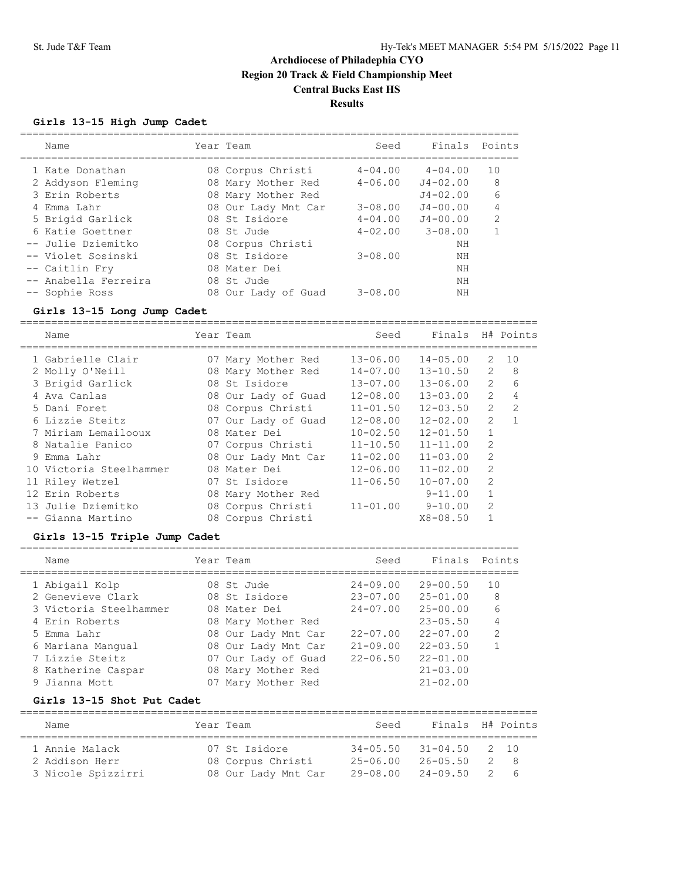# Archdiocese of Philadelphia CYO
## Region 20 Track & Field Championship Meet
## Central Bucks East HS
## Results

### Girls 13-15 High Jump Cadet

| | Name | Year | Team | Seed | Finals | Points |
|---|---|---|---|---|---|---|
| 1 | Kate Donathan | 08 | Corpus Christi | 4-04.00 | 4-04.00 | 10 |
| 2 | Addyson Fleming | 08 | Mary Mother Red | 4-06.00 | J4-02.00 | 8 |
| 3 | Erin Roberts | 08 | Mary Mother Red | | J4-02.00 | 6 |
| 4 | Emma Lahr | 08 | Our Lady Mnt Car | 3-08.00 | J4-00.00 | 4 |
| 5 | Brigid Garlick | 08 | St Isidore | 4-04.00 | J4-00.00 | 2 |
| 6 | Katie Goettner | 08 | St Jude | 4-02.00 | 3-08.00 | 1 |
| -- | Julie Dziemitko | 08 | Corpus Christi | | NH | |
| -- | Violet Sosinski | 08 | St Isidore | 3-08.00 | NH | |
| -- | Caitlin Fry | 08 | Mater Dei | | NH | |
| -- | Anabella Ferreira | 08 | St Jude | | NH | |
| -- | Sophie Ross | 08 | Our Lady of Guad | 3-08.00 | NH | |

### Girls 13-15 Long Jump Cadet

| | Name | Year | Team | Seed | Finals | H# | Points |
|---|---|---|---|---|---|---|---|
| 1 | Gabrielle Clair | 07 | Mary Mother Red | 13-06.00 | 14-05.00 | 2 | 10 |
| 2 | Molly O'Neill | 08 | Mary Mother Red | 14-07.00 | 13-10.50 | 2 | 8 |
| 3 | Brigid Garlick | 08 | St Isidore | 13-07.00 | 13-06.00 | 2 | 6 |
| 4 | Ava Canlas | 08 | Our Lady of Guad | 12-08.00 | 13-03.00 | 2 | 4 |
| 5 | Dani Foret | 08 | Corpus Christi | 11-01.50 | 12-03.50 | 2 | 2 |
| 6 | Lizzie Steitz | 07 | Our Lady of Guad | 12-08.00 | 12-02.00 | 2 | 1 |
| 7 | Miriam Lemailooux | 08 | Mater Dei | 10-02.50 | 12-01.50 | 1 | |
| 8 | Natalie Panico | 07 | Corpus Christi | 11-10.50 | 11-11.00 | 2 | |
| 9 | Emma Lahr | 08 | Our Lady Mnt Car | 11-02.00 | 11-03.00 | 2 | |
| 10 | Victoria Steelhammer | 08 | Mater Dei | 12-06.00 | 11-02.00 | 2 | |
| 11 | Riley Wetzel | 07 | St Isidore | 11-06.50 | 10-07.00 | 2 | |
| 12 | Erin Roberts | 08 | Mary Mother Red | | 9-11.00 | 1 | |
| 13 | Julie Dziemitko | 08 | Corpus Christi | 11-01.00 | 9-10.00 | 2 | |
| -- | Gianna Martino | 08 | Corpus Christi | | X8-08.50 | 1 | |

### Girls 13-15 Triple Jump Cadet

| | Name | Year | Team | Seed | Finals | Points |
|---|---|---|---|---|---|---|
| 1 | Abigail Kolp | 08 | St Jude | 24-09.00 | 29-00.50 | 10 |
| 2 | Genevieve Clark | 08 | St Isidore | 23-07.00 | 25-01.00 | 8 |
| 3 | Victoria Steelhammer | 08 | Mater Dei | 24-07.00 | 25-00.00 | 6 |
| 4 | Erin Roberts | 08 | Mary Mother Red | | 23-05.50 | 4 |
| 5 | Emma Lahr | 08 | Our Lady Mnt Car | 22-07.00 | 22-07.00 | 2 |
| 6 | Mariana Mangual | 08 | Our Lady Mnt Car | 21-09.00 | 22-03.50 | 1 |
| 7 | Lizzie Steitz | 07 | Our Lady of Guad | 22-06.50 | 22-01.00 | |
| 8 | Katherine Caspar | 08 | Mary Mother Red | | 21-03.00 | |
| 9 | Jianna Mott | 07 | Mary Mother Red | | 21-02.00 | |

### Girls 13-15 Shot Put Cadet

| | Name | Year | Team | Seed | Finals | H# | Points |
|---|---|---|---|---|---|---|---|
| 1 | Annie Malack | 07 | St Isidore | 34-05.50 | 31-04.50 | 2 | 10 |
| 2 | Addison Herr | 08 | Corpus Christi | 25-06.00 | 26-05.50 | 2 | 8 |
| 3 | Nicole Spizzirri | 08 | Our Lady Mnt Car | 29-08.00 | 24-09.50 | 2 | 6 |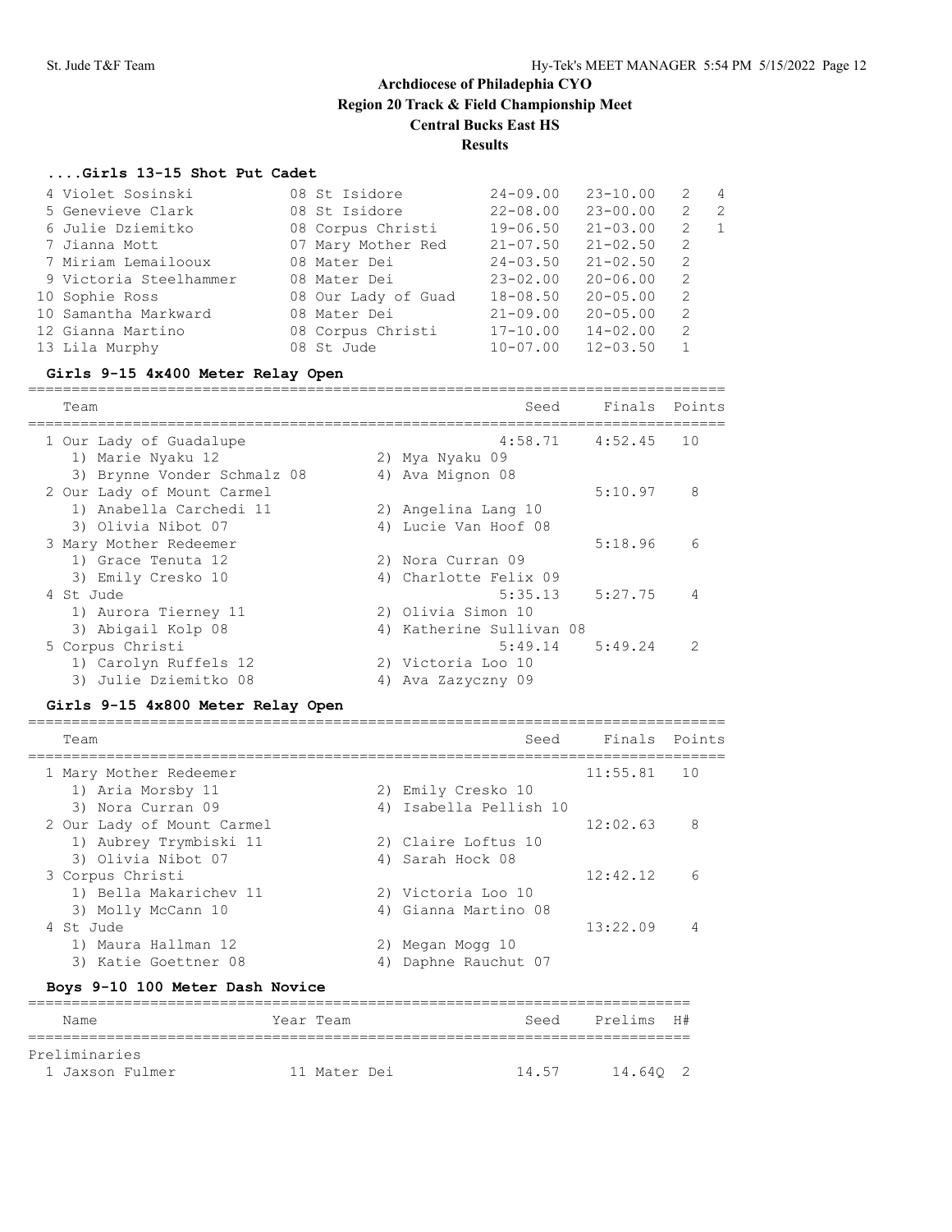# Archdiocese of Philadelphia CYO
## Region 20 Track & Field Championship Meet
## Central Bucks East HS
## Results

### ....Girls 13-15 Shot Put Cadet

| Place | Name | Year | Team | Prelims | Finals | Flight | Points |
|---|---|---|---|---|---|---|---|
| 4 | Violet Sosinski | 08 | St Isidore | 24-09.00 | 23-10.00 | 2 | 4 |
| 5 | Genevieve Clark | 08 | St Isidore | 22-08.00 | 23-00.00 | 2 | 2 |
| 6 | Julie Dziemitko | 08 | Corpus Christi | 19-06.50 | 21-03.00 | 2 | 1 |
| 7 | Jianna Mott | 07 | Mary Mother Red | 21-07.50 | 21-02.50 | 2 | |
| 7 | Miriam Lemailooux | 08 | Mater Dei | 24-03.50 | 21-02.50 | 2 | |
| 9 | Victoria Steelhammer | 08 | Mater Dei | 23-02.00 | 20-06.00 | 2 | |
| 10 | Sophie Ross | 08 | Our Lady of Guad | 18-08.50 | 20-05.00 | 2 | |
| 10 | Samantha Markward | 08 | Mater Dei | 21-09.00 | 20-05.00 | 2 | |
| 12 | Gianna Martino | 08 | Corpus Christi | 17-10.00 | 14-02.00 | 2 | |
| 13 | Lila Murphy | 08 | St Jude | 10-07.00 | 12-03.50 | 1 | |

### Girls 9-15 4x400 Meter Relay Open

| Place | Team | Seed | Finals | Points |
|---|---|---|---|---|
| 1 | Our Lady of Guadalupe | 4:58.71 | 4:52.45 | 10 |
| | 1) Marie Nyaku 12; 2) Mya Nyaku 09; 3) Brynne Vonder Schmalz 08; 4) Ava Mignon 08 | | | |
| 2 | Our Lady of Mount Carmel | | 5:10.97 | 8 |
| | 1) Anabella Carchedi 11; 2) Angelina Lang 10; 3) Olivia Nibot 07; 4) Lucie Van Hoof 08 | | | |
| 3 | Mary Mother Redeemer | | 5:18.96 | 6 |
| | 1) Grace Tenuta 12; 2) Nora Curran 09; 3) Emily Cresko 10; 4) Charlotte Felix 09 | | | |
| 4 | St Jude | 5:35.13 | 5:27.75 | 4 |
| | 1) Aurora Tierney 11; 2) Olivia Simon 10; 3) Abigail Kolp 08; 4) Katherine Sullivan 08 | | | |
| 5 | Corpus Christi | 5:49.14 | 5:49.24 | 2 |
| | 1) Carolyn Ruffels 12; 2) Victoria Loo 10; 3) Julie Dziemitko 08; 4) Ava Zazyczny 09 | | | |

### Girls 9-15 4x800 Meter Relay Open

| Place | Team | Seed | Finals | Points |
|---|---|---|---|---|
| 1 | Mary Mother Redeemer | | 11:55.81 | 10 |
| | 1) Aria Morsby 11; 2) Emily Cresko 10; 3) Nora Curran 09; 4) Isabella Pellish 10 | | | |
| 2 | Our Lady of Mount Carmel | | 12:02.63 | 8 |
| | 1) Aubrey Trymbiski 11; 2) Claire Loftus 10; 3) Olivia Nibot 07; 4) Sarah Hock 08 | | | |
| 3 | Corpus Christi | | 12:42.12 | 6 |
| | 1) Bella Makarichev 11; 2) Victoria Loo 10; 3) Molly McCann 10; 4) Gianna Martino 08 | | | |
| 4 | St Jude | | 13:22.09 | 4 |
| | 1) Maura Hallman 12; 2) Megan Mogg 10; 3) Katie Goettner 08; 4) Daphne Rauchut 07 | | | |

### Boys 9-10 100 Meter Dash Novice

| Place | Name | Year | Team | Seed | Prelims | H# |
|---|---|---|---|---|---|---|
| **Preliminaries** | | | | | | |
| 1 | Jaxson Fulmer | 11 | Mater Dei | 14.57 | 14.64Q | 2 |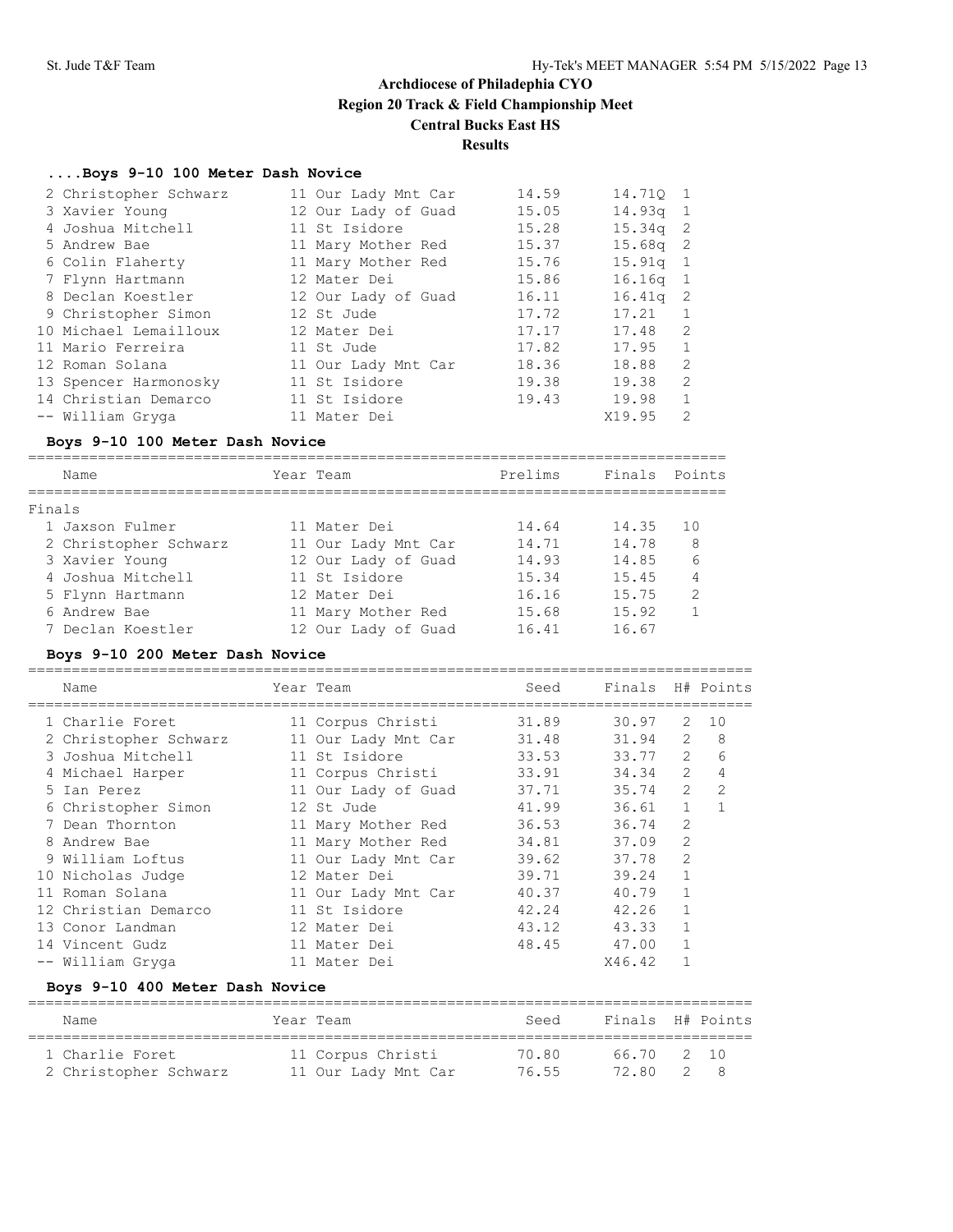# Archdiocese of Philadelphia CYO
## Region 20 Track & Field Championship Meet
### Central Bucks East HS
### Results

#### ....Boys 9-10 100 Meter Dash Novice

| Place | Name | Year | Team | Seed | Prelims | H# |
|---|---|---|---|---|---|---|
| 2 | Christopher Schwarz | 11 | Our Lady Mnt Car | 14.59 | 14.71Q | 1 |
| 3 | Xavier Young | 12 | Our Lady of Guad | 15.05 | 14.93q | 1 |
| 4 | Joshua Mitchell | 11 | St Isidore | 15.28 | 15.34q | 2 |
| 5 | Andrew Bae | 11 | Mary Mother Red | 15.37 | 15.68q | 2 |
| 6 | Colin Flaherty | 11 | Mary Mother Red | 15.76 | 15.91q | 1 |
| 7 | Flynn Hartmann | 12 | Mater Dei | 15.86 | 16.16q | 1 |
| 8 | Declan Koestler | 12 | Our Lady of Guad | 16.11 | 16.41q | 2 |
| 9 | Christopher Simon | 12 | St Jude | 17.72 | 17.21 | 1 |
| 10 | Michael Lemailloux | 12 | Mater Dei | 17.17 | 17.48 | 2 |
| 11 | Mario Ferreira | 11 | St Jude | 17.82 | 17.95 | 1 |
| 12 | Roman Solana | 11 | Our Lady Mnt Car | 18.36 | 18.88 | 2 |
| 13 | Spencer Harmonosky | 11 | St Isidore | 19.38 | 19.38 | 2 |
| 14 | Christian Demarco | 11 | St Isidore | 19.43 | 19.98 | 1 |
| -- | William Gryga | 11 | Mater Dei | | X19.95 | 2 |

#### Boys 9-10 100 Meter Dash Novice

| Place | Name | Year | Team | Prelims | Finals | Points |
|---|---|---|---|---|---|---|
| **Finals** | | | | | | |
| 1 | Jaxson Fulmer | 11 | Mater Dei | 14.64 | 14.35 | 10 |
| 2 | Christopher Schwarz | 11 | Our Lady Mnt Car | 14.71 | 14.78 | 8 |
| 3 | Xavier Young | 12 | Our Lady of Guad | 14.93 | 14.85 | 6 |
| 4 | Joshua Mitchell | 11 | St Isidore | 15.34 | 15.45 | 4 |
| 5 | Flynn Hartmann | 12 | Mater Dei | 16.16 | 15.75 | 2 |
| 6 | Andrew Bae | 11 | Mary Mother Red | 15.68 | 15.92 | 1 |
| 7 | Declan Koestler | 12 | Our Lady of Guad | 16.41 | 16.67 | |

#### Boys 9-10 200 Meter Dash Novice

| Place | Name | Year | Team | Seed | Finals | H# | Points |
|---|---|---|---|---|---|---|---|
| 1 | Charlie Foret | 11 | Corpus Christi | 31.89 | 30.97 | 2 | 10 |
| 2 | Christopher Schwarz | 11 | Our Lady Mnt Car | 31.48 | 31.94 | 2 | 8 |
| 3 | Joshua Mitchell | 11 | St Isidore | 33.53 | 33.77 | 2 | 6 |
| 4 | Michael Harper | 11 | Corpus Christi | 33.91 | 34.34 | 2 | 4 |
| 5 | Ian Perez | 11 | Our Lady of Guad | 37.71 | 35.74 | 2 | 2 |
| 6 | Christopher Simon | 12 | St Jude | 41.99 | 36.61 | 1 | 1 |
| 7 | Dean Thornton | 11 | Mary Mother Red | 36.53 | 36.74 | 2 | |
| 8 | Andrew Bae | 11 | Mary Mother Red | 34.81 | 37.09 | 2 | |
| 9 | William Loftus | 11 | Our Lady Mnt Car | 39.62 | 37.78 | 2 | |
| 10 | Nicholas Judge | 12 | Mater Dei | 39.71 | 39.24 | 1 | |
| 11 | Roman Solana | 11 | Our Lady Mnt Car | 40.37 | 40.79 | 1 | |
| 12 | Christian Demarco | 11 | St Isidore | 42.24 | 42.26 | 1 | |
| 13 | Conor Landman | 12 | Mater Dei | 43.12 | 43.33 | 1 | |
| 14 | Vincent Gudz | 11 | Mater Dei | 48.45 | 47.00 | 1 | |
| -- | William Gryga | 11 | Mater Dei | | X46.42 | 1 | |

#### Boys 9-10 400 Meter Dash Novice

| Place | Name | Year | Team | Seed | Finals | H# | Points |
|---|---|---|---|---|---|---|---|
| 1 | Charlie Foret | 11 | Corpus Christi | 70.80 | 66.70 | 2 | 10 |
| 2 | Christopher Schwarz | 11 | Our Lady Mnt Car | 76.55 | 72.80 | 2 | 8 |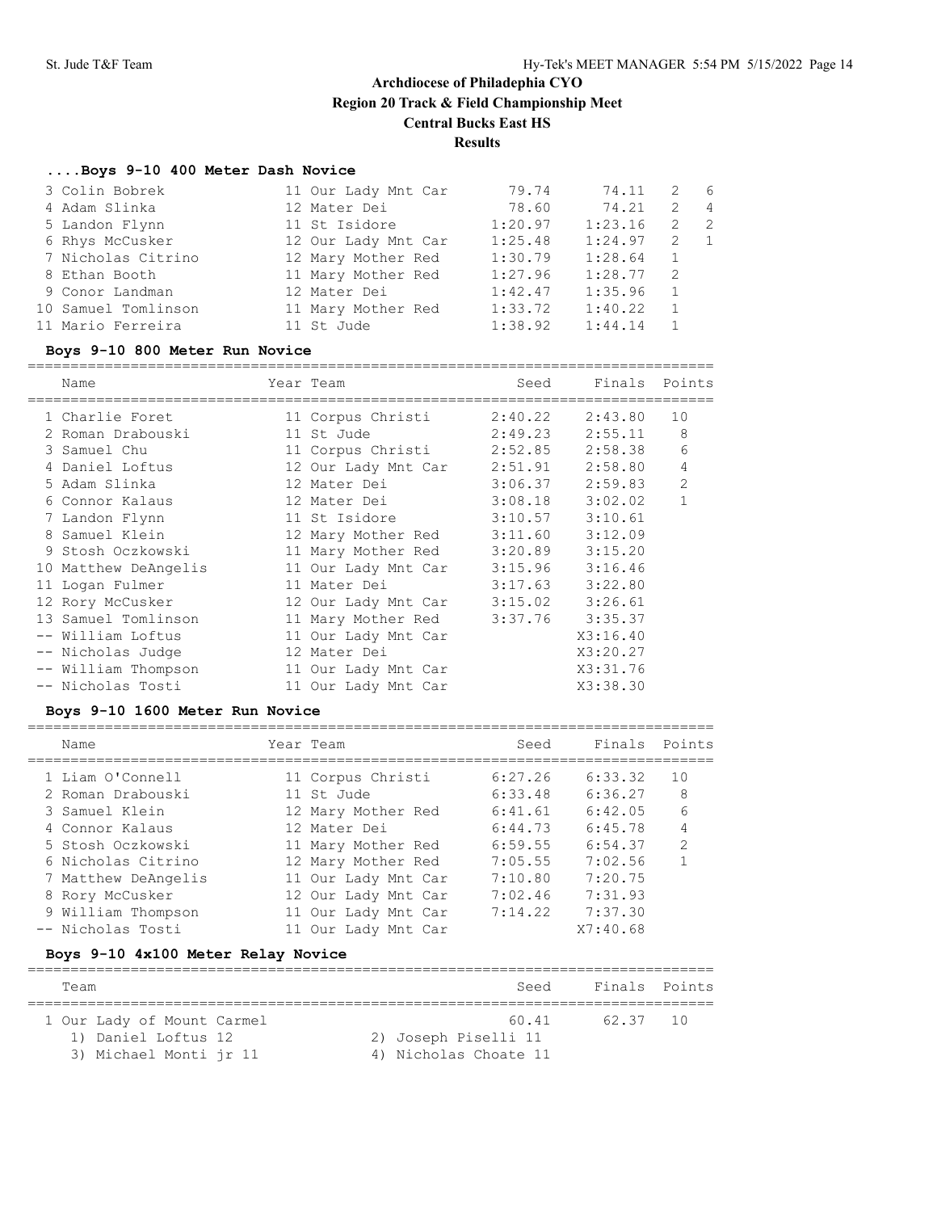# Archdiocese of Philadelphia CYO

## Region 20 Track & Field Championship Meet

## Central Bucks East HS

## Results

### ....Boys 9-10 400 Meter Dash Novice

| | Name | Year | Team | Seed | Finals | H# | Points |
|---|---|---|---|---|---|---|---|
| 3 | Colin Bobrek | 11 | Our Lady Mnt Car | 79.74 | 74.11 | 2 | 6 |
| 4 | Adam Slinka | 12 | Mater Dei | 78.60 | 74.21 | 2 | 4 |
| 5 | Landon Flynn | 11 | St Isidore | 1:20.97 | 1:23.16 | 2 | 2 |
| 6 | Rhys McCusker | 12 | Our Lady Mnt Car | 1:25.48 | 1:24.97 | 2 | 1 |
| 7 | Nicholas Citrino | 12 | Mary Mother Red | 1:30.79 | 1:28.64 | 1 | |
| 8 | Ethan Booth | 11 | Mary Mother Red | 1:27.96 | 1:28.77 | 2 | |
| 9 | Conor Landman | 12 | Mater Dei | 1:42.47 | 1:35.96 | 1 | |
| 10 | Samuel Tomlinson | 11 | Mary Mother Red | 1:33.72 | 1:40.22 | 1 | |
| 11 | Mario Ferreira | 11 | St Jude | 1:38.92 | 1:44.14 | 1 | |

### Boys 9-10 800 Meter Run Novice

| | Name | Year | Team | Seed | Finals | Points |
|---|---|---|---|---|---|---|
| 1 | Charlie Foret | 11 | Corpus Christi | 2:40.22 | 2:43.80 | 10 |
| 2 | Roman Drabouski | 11 | St Jude | 2:49.23 | 2:55.11 | 8 |
| 3 | Samuel Chu | 11 | Corpus Christi | 2:52.85 | 2:58.38 | 6 |
| 4 | Daniel Loftus | 12 | Our Lady Mnt Car | 2:51.91 | 2:58.80 | 4 |
| 5 | Adam Slinka | 12 | Mater Dei | 3:06.37 | 2:59.83 | 2 |
| 6 | Connor Kalaus | 12 | Mater Dei | 3:08.18 | 3:02.02 | 1 |
| 7 | Landon Flynn | 11 | St Isidore | 3:10.57 | 3:10.61 | |
| 8 | Samuel Klein | 12 | Mary Mother Red | 3:11.60 | 3:12.09 | |
| 9 | Stosh Oczkowski | 11 | Mary Mother Red | 3:20.89 | 3:15.20 | |
| 10 | Matthew DeAngelis | 11 | Our Lady Mnt Car | 3:15.96 | 3:16.46 | |
| 11 | Logan Fulmer | 11 | Mater Dei | 3:17.63 | 3:22.80 | |
| 12 | Rory McCusker | 12 | Our Lady Mnt Car | 3:15.02 | 3:26.61 | |
| 13 | Samuel Tomlinson | 11 | Mary Mother Red | 3:37.76 | 3:35.37 | |
| -- | William Loftus | 11 | Our Lady Mnt Car | | X3:16.40 | |
| -- | Nicholas Judge | 12 | Mater Dei | | X3:20.27 | |
| -- | William Thompson | 11 | Our Lady Mnt Car | | X3:31.76 | |
| -- | Nicholas Tosti | 11 | Our Lady Mnt Car | | X3:38.30 | |

### Boys 9-10 1600 Meter Run Novice

| | Name | Year | Team | Seed | Finals | Points |
|---|---|---|---|---|---|---|
| 1 | Liam O'Connell | 11 | Corpus Christi | 6:27.26 | 6:33.32 | 10 |
| 2 | Roman Drabouski | 11 | St Jude | 6:33.48 | 6:36.27 | 8 |
| 3 | Samuel Klein | 12 | Mary Mother Red | 6:41.61 | 6:42.05 | 6 |
| 4 | Connor Kalaus | 12 | Mater Dei | 6:44.73 | 6:45.78 | 4 |
| 5 | Stosh Oczkowski | 11 | Mary Mother Red | 6:59.55 | 6:54.37 | 2 |
| 6 | Nicholas Citrino | 12 | Mary Mother Red | 7:05.55 | 7:02.56 | 1 |
| 7 | Matthew DeAngelis | 11 | Our Lady Mnt Car | 7:10.80 | 7:20.75 | |
| 8 | Rory McCusker | 12 | Our Lady Mnt Car | 7:02.46 | 7:31.93 | |
| 9 | William Thompson | 11 | Our Lady Mnt Car | 7:14.22 | 7:37.30 | |
| -- | Nicholas Tosti | 11 | Our Lady Mnt Car | | X7:40.68 | |

### Boys 9-10 4x100 Meter Relay Novice

| | Team | Seed | Finals | Points |
|---|---|---|---|---|
| 1 | Our Lady of Mount Carmel | 60.41 | 62.37 | 10 |

1) Daniel Loftus 12 2) Joseph Piselli 11
3) Michael Monti jr 11 4) Nicholas Choate 11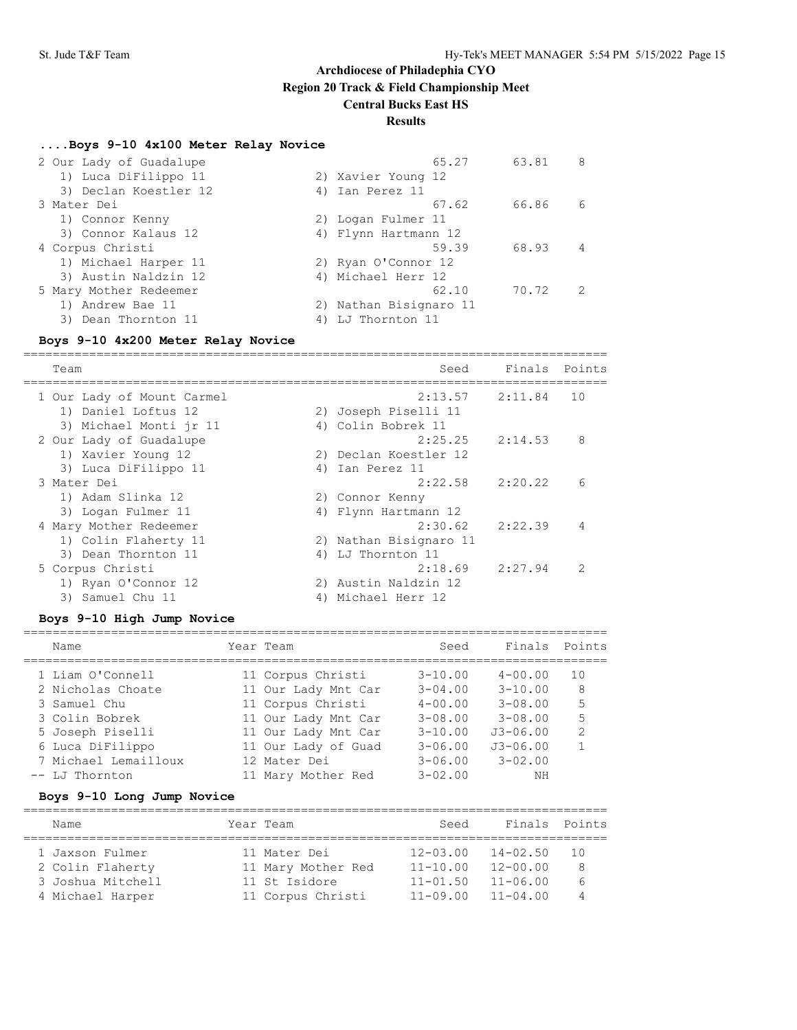# Archdiocese of Philadelphia CYO

## Region 20 Track & Field Championship Meet

## Central Bucks East HS

## Results

### ....Boys 9-10 4x100 Meter Relay Novice

| Team | Seed | Finals | Points |
|---|---|---|---|
| 2 Our Lady of Guadalupe | 65.27 | 63.81 | 8 |
| 1) Luca DiFilippo 11, 2) Xavier Young 12, 3) Declan Koestler 12, 4) Ian Perez 11 | | | |
| 3 Mater Dei | 67.62 | 66.86 | 6 |
| 1) Connor Kenny, 2) Logan Fulmer 11, 3) Connor Kalaus 12, 4) Flynn Hartmann 12 | | | |
| 4 Corpus Christi | 59.39 | 68.93 | 4 |
| 1) Michael Harper 11, 2) Ryan O'Connor 12, 3) Austin Naldzin 12, 4) Michael Herr 12 | | | |
| 5 Mary Mother Redeemer | 62.10 | 70.72 | 2 |
| 1) Andrew Bae 11, 2) Nathan Bisignaro 11, 3) Dean Thornton 11, 4) LJ Thornton 11 | | | |

### Boys 9-10 4x200 Meter Relay Novice

| Team | Seed | Finals | Points |
|---|---|---|---|
| 1 Our Lady of Mount Carmel | 2:13.57 | 2:11.84 | 10 |
| 1) Daniel Loftus 12, 2) Joseph Piselli 11, 3) Michael Monti jr 11, 4) Colin Bobrek 11 | | | |
| 2 Our Lady of Guadalupe | 2:25.25 | 2:14.53 | 8 |
| 1) Xavier Young 12, 2) Declan Koestler 12, 3) Luca DiFilippo 11, 4) Ian Perez 11 | | | |
| 3 Mater Dei | 2:22.58 | 2:20.22 | 6 |
| 1) Adam Slinka 12, 2) Connor Kenny, 3) Logan Fulmer 11, 4) Flynn Hartmann 12 | | | |
| 4 Mary Mother Redeemer | 2:30.62 | 2:22.39 | 4 |
| 1) Colin Flaherty 11, 2) Nathan Bisignaro 11, 3) Dean Thornton 11, 4) LJ Thornton 11 | | | |
| 5 Corpus Christi | 2:18.69 | 2:27.94 | 2 |
| 1) Ryan O'Connor 12, 2) Austin Naldzin 12, 3) Samuel Chu 11, 4) Michael Herr 12 | | | |

### Boys 9-10 High Jump Novice

| Name | Year | Team | Seed | Finals | Points |
|---|---|---|---|---|---|
| 1 Liam O'Connell | 11 | Corpus Christi | 3-10.00 | 4-00.00 | 10 |
| 2 Nicholas Choate | 11 | Our Lady Mnt Car | 3-04.00 | 3-10.00 | 8 |
| 3 Samuel Chu | 11 | Corpus Christi | 4-00.00 | 3-08.00 | 5 |
| 3 Colin Bobrek | 11 | Our Lady Mnt Car | 3-08.00 | 3-08.00 | 5 |
| 5 Joseph Piselli | 11 | Our Lady Mnt Car | 3-10.00 | J3-06.00 | 2 |
| 6 Luca DiFilippo | 11 | Our Lady of Guad | 3-06.00 | J3-06.00 | 1 |
| 7 Michael Lemailloux | 12 | Mater Dei | 3-06.00 | 3-02.00 | |
| -- LJ Thornton | 11 | Mary Mother Red | 3-02.00 | NH | |

### Boys 9-10 Long Jump Novice

| Name | Year | Team | Seed | Finals | Points |
|---|---|---|---|---|---|
| 1 Jaxson Fulmer | 11 | Mater Dei | 12-03.00 | 14-02.50 | 10 |
| 2 Colin Flaherty | 11 | Mary Mother Red | 11-10.00 | 12-00.00 | 8 |
| 3 Joshua Mitchell | 11 | St Isidore | 11-01.50 | 11-06.00 | 6 |
| 4 Michael Harper | 11 | Corpus Christi | 11-09.00 | 11-04.00 | 4 |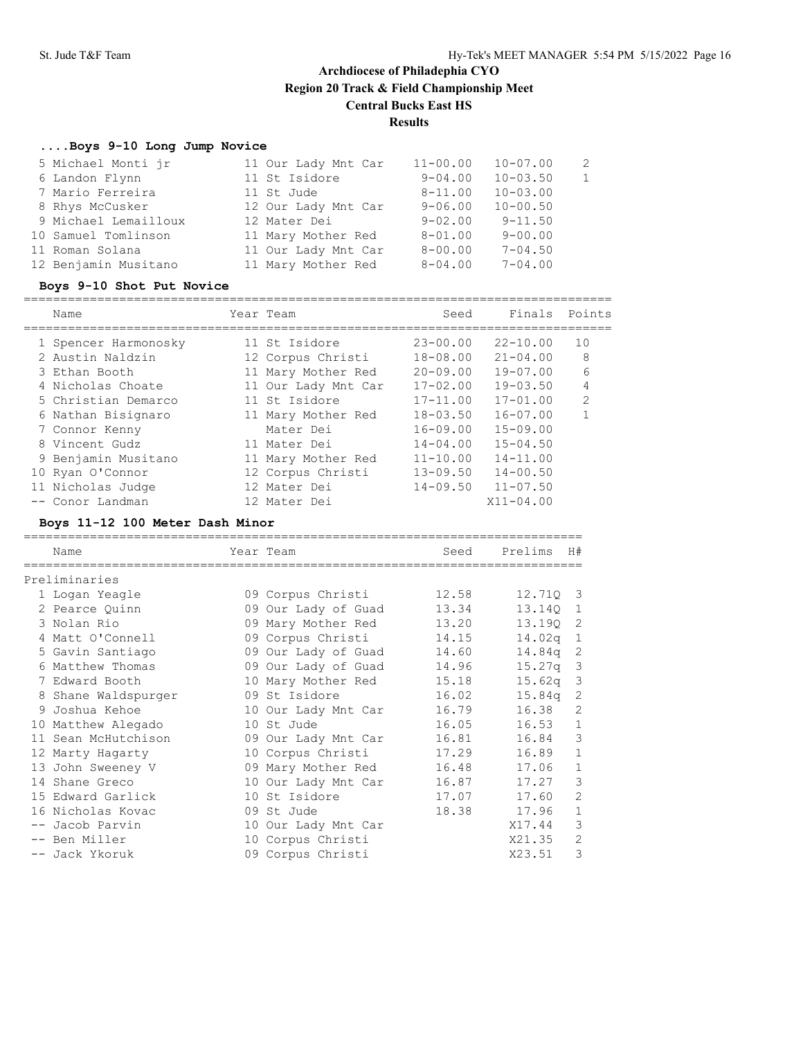# Archdiocese of Philadephia CYO
## Region 20 Track & Field Championship Meet
### Central Bucks East HS
### Results

#### ....Boys 9-10 Long Jump Novice

| Name | Year | Team | Seed | Finals | Points |
|---|---|---|---|---|---|
| 5 Michael Monti jr | 11 | Our Lady Mnt Car | 11-00.00 | 10-07.00 | 2 |
| 6 Landon Flynn | 11 | St Isidore | 9-04.00 | 10-03.50 | 1 |
| 7 Mario Ferreira | 11 | St Jude | 8-11.00 | 10-03.00 | |
| 8 Rhys McCusker | 12 | Our Lady Mnt Car | 9-06.00 | 10-00.50 | |
| 9 Michael Lemailloux | 12 | Mater Dei | 9-02.00 | 9-11.50 | |
| 10 Samuel Tomlinson | 11 | Mary Mother Red | 8-01.00 | 9-00.00 | |
| 11 Roman Solana | 11 | Our Lady Mnt Car | 8-00.00 | 7-04.50 | |
| 12 Benjamin Musitano | 11 | Mary Mother Red | 8-04.00 | 7-04.00 | |

#### Boys 9-10 Shot Put Novice

| Name | Year | Team | Seed | Finals | Points |
|---|---|---|---|---|---|
| 1 Spencer Harmonosky | 11 | St Isidore | 23-00.00 | 22-10.00 | 10 |
| 2 Austin Naldzin | 12 | Corpus Christi | 18-08.00 | 21-04.00 | 8 |
| 3 Ethan Booth | 11 | Mary Mother Red | 20-09.00 | 19-07.00 | 6 |
| 4 Nicholas Choate | 11 | Our Lady Mnt Car | 17-02.00 | 19-03.50 | 4 |
| 5 Christian Demarco | 11 | St Isidore | 17-11.00 | 17-01.00 | 2 |
| 6 Nathan Bisignaro | 11 | Mary Mother Red | 18-03.50 | 16-07.00 | 1 |
| 7 Connor Kenny | | Mater Dei | 16-09.00 | 15-09.00 | |
| 8 Vincent Gudz | 11 | Mater Dei | 14-04.00 | 15-04.50 | |
| 9 Benjamin Musitano | 11 | Mary Mother Red | 11-10.00 | 14-11.00 | |
| 10 Ryan O'Connor | 12 | Corpus Christi | 13-09.50 | 14-00.50 | |
| 11 Nicholas Judge | 12 | Mater Dei | 14-09.50 | 11-07.50 | |
| -- Conor Landman | 12 | Mater Dei | | X11-04.00 | |

#### Boys 11-12 100 Meter Dash Minor

| Name | Year | Team | Seed | Prelims | H# |
|---|---|---|---|---|---|
| **Preliminaries** | | | | | |
| 1 Logan Yeagle | 09 | Corpus Christi | 12.58 | 12.71Q | 3 |
| 2 Pearce Quinn | 09 | Our Lady of Guad | 13.34 | 13.14Q | 1 |
| 3 Nolan Rio | 09 | Mary Mother Red | 13.20 | 13.19Q | 2 |
| 4 Matt O'Connell | 09 | Corpus Christi | 14.15 | 14.02q | 1 |
| 5 Gavin Santiago | 09 | Our Lady of Guad | 14.60 | 14.84q | 2 |
| 6 Matthew Thomas | 09 | Our Lady of Guad | 14.96 | 15.27q | 3 |
| 7 Edward Booth | 10 | Mary Mother Red | 15.18 | 15.62q | 3 |
| 8 Shane Waldspurger | 09 | St Isidore | 16.02 | 15.84q | 2 |
| 9 Joshua Kehoe | 10 | Our Lady Mnt Car | 16.79 | 16.38 | 2 |
| 10 Matthew Alegado | 10 | St Jude | 16.05 | 16.53 | 1 |
| 11 Sean McHutchison | 09 | Our Lady Mnt Car | 16.81 | 16.84 | 3 |
| 12 Marty Hagarty | 10 | Corpus Christi | 17.29 | 16.89 | 1 |
| 13 John Sweeney V | 09 | Mary Mother Red | 16.48 | 17.06 | 1 |
| 14 Shane Greco | 10 | Our Lady Mnt Car | 16.87 | 17.27 | 3 |
| 15 Edward Garlick | 10 | St Isidore | 17.07 | 17.60 | 2 |
| 16 Nicholas Kovac | 09 | St Jude | 18.38 | 17.96 | 1 |
| -- Jacob Parvin | 10 | Our Lady Mnt Car | | X17.44 | 3 |
| -- Ben Miller | 10 | Corpus Christi | | X21.35 | 2 |
| -- Jack Ykoruk | 09 | Corpus Christi | | X23.51 | 3 |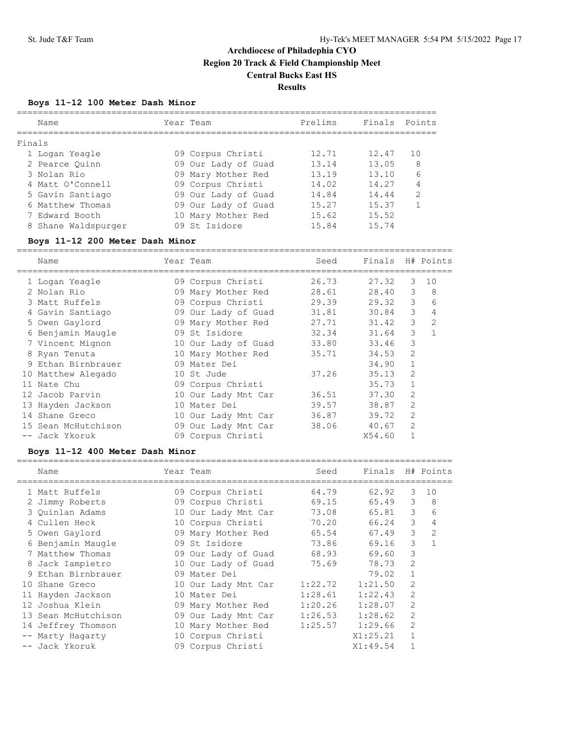# Archdiocese of Philadelphia CYO
## Region 20 Track & Field Championship Meet
## Central Bucks East HS
## Results

### Boys 11-12 100 Meter Dash Minor

**Finals**

| | Name | Year | Team | Prelims | Finals | Points |
|---|---|---|---|---|---|---|
| 1 | Logan Yeagle | 09 | Corpus Christi | 12.71 | 12.47 | 10 |
| 2 | Pearce Quinn | 09 | Our Lady of Guad | 13.14 | 13.05 | 8 |
| 3 | Nolan Rio | 09 | Mary Mother Red | 13.19 | 13.10 | 6 |
| 4 | Matt O'Connell | 09 | Corpus Christi | 14.02 | 14.27 | 4 |
| 5 | Gavin Santiago | 09 | Our Lady of Guad | 14.84 | 14.44 | 2 |
| 6 | Matthew Thomas | 09 | Our Lady of Guad | 15.27 | 15.37 | 1 |
| 7 | Edward Booth | 10 | Mary Mother Red | 15.62 | 15.52 | |
| 8 | Shane Waldspurger | 09 | St Isidore | 15.84 | 15.74 | |

### Boys 11-12 200 Meter Dash Minor

| | Name | Year | Team | Seed | Finals | H# | Points |
|---|---|---|---|---|---|---|---|
| 1 | Logan Yeagle | 09 | Corpus Christi | 26.73 | 27.32 | 3 | 10 |
| 2 | Nolan Rio | 09 | Mary Mother Red | 28.61 | 28.40 | 3 | 8 |
| 3 | Matt Ruffels | 09 | Corpus Christi | 29.39 | 29.32 | 3 | 6 |
| 4 | Gavin Santiago | 09 | Our Lady of Guad | 31.81 | 30.84 | 3 | 4 |
| 5 | Owen Gaylord | 09 | Mary Mother Red | 27.71 | 31.42 | 3 | 2 |
| 6 | Benjamin Maugle | 09 | St Isidore | 32.34 | 31.64 | 3 | 1 |
| 7 | Vincent Mignon | 10 | Our Lady of Guad | 33.80 | 33.46 | 3 | |
| 8 | Ryan Tenuta | 10 | Mary Mother Red | 35.71 | 34.53 | 2 | |
| 9 | Ethan Birnbrauer | 09 | Mater Dei | | 34.90 | 1 | |
| 10 | Matthew Alegado | 10 | St Jude | 37.26 | 35.13 | 2 | |
| 11 | Nate Chu | 09 | Corpus Christi | | 35.73 | 1 | |
| 12 | Jacob Parvin | 10 | Our Lady Mnt Car | 36.51 | 37.30 | 2 | |
| 13 | Hayden Jackson | 10 | Mater Dei | 39.57 | 38.87 | 2 | |
| 14 | Shane Greco | 10 | Our Lady Mnt Car | 36.87 | 39.72 | 2 | |
| 15 | Sean McHutchison | 09 | Our Lady Mnt Car | 38.06 | 40.67 | 2 | |
| -- | Jack Ykoruk | 09 | Corpus Christi | | X54.60 | 1 | |

### Boys 11-12 400 Meter Dash Minor

| | Name | Year | Team | Seed | Finals | H# | Points |
|---|---|---|---|---|---|---|---|
| 1 | Matt Ruffels | 09 | Corpus Christi | 64.79 | 62.92 | 3 | 10 |
| 2 | Jimmy Roberts | 09 | Corpus Christi | 69.15 | 65.49 | 3 | 8 |
| 3 | Quinlan Adams | 10 | Our Lady Mnt Car | 73.08 | 65.81 | 3 | 6 |
| 4 | Cullen Heck | 10 | Corpus Christi | 70.20 | 66.24 | 3 | 4 |
| 5 | Owen Gaylord | 09 | Mary Mother Red | 65.54 | 67.49 | 3 | 2 |
| 6 | Benjamin Maugle | 09 | St Isidore | 73.86 | 69.16 | 3 | 1 |
| 7 | Matthew Thomas | 09 | Our Lady of Guad | 68.93 | 69.60 | 3 | |
| 8 | Jack Iampietro | 10 | Our Lady of Guad | 75.69 | 78.73 | 2 | |
| 9 | Ethan Birnbrauer | 09 | Mater Dei | | 79.02 | 1 | |
| 10 | Shane Greco | 10 | Our Lady Mnt Car | 1:22.72 | 1:21.50 | 2 | |
| 11 | Hayden Jackson | 10 | Mater Dei | 1:28.61 | 1:22.43 | 2 | |
| 12 | Joshua Klein | 09 | Mary Mother Red | 1:20.26 | 1:28.07 | 2 | |
| 13 | Sean McHutchison | 09 | Our Lady Mnt Car | 1:26.53 | 1:28.62 | 2 | |
| 14 | Jeffrey Thomson | 10 | Mary Mother Red | 1:25.57 | 1:29.66 | 2 | |
| -- | Marty Hagarty | 10 | Corpus Christi | | X1:25.21 | 1 | |
| -- | Jack Ykoruk | 09 | Corpus Christi | | X1:49.54 | 1 | |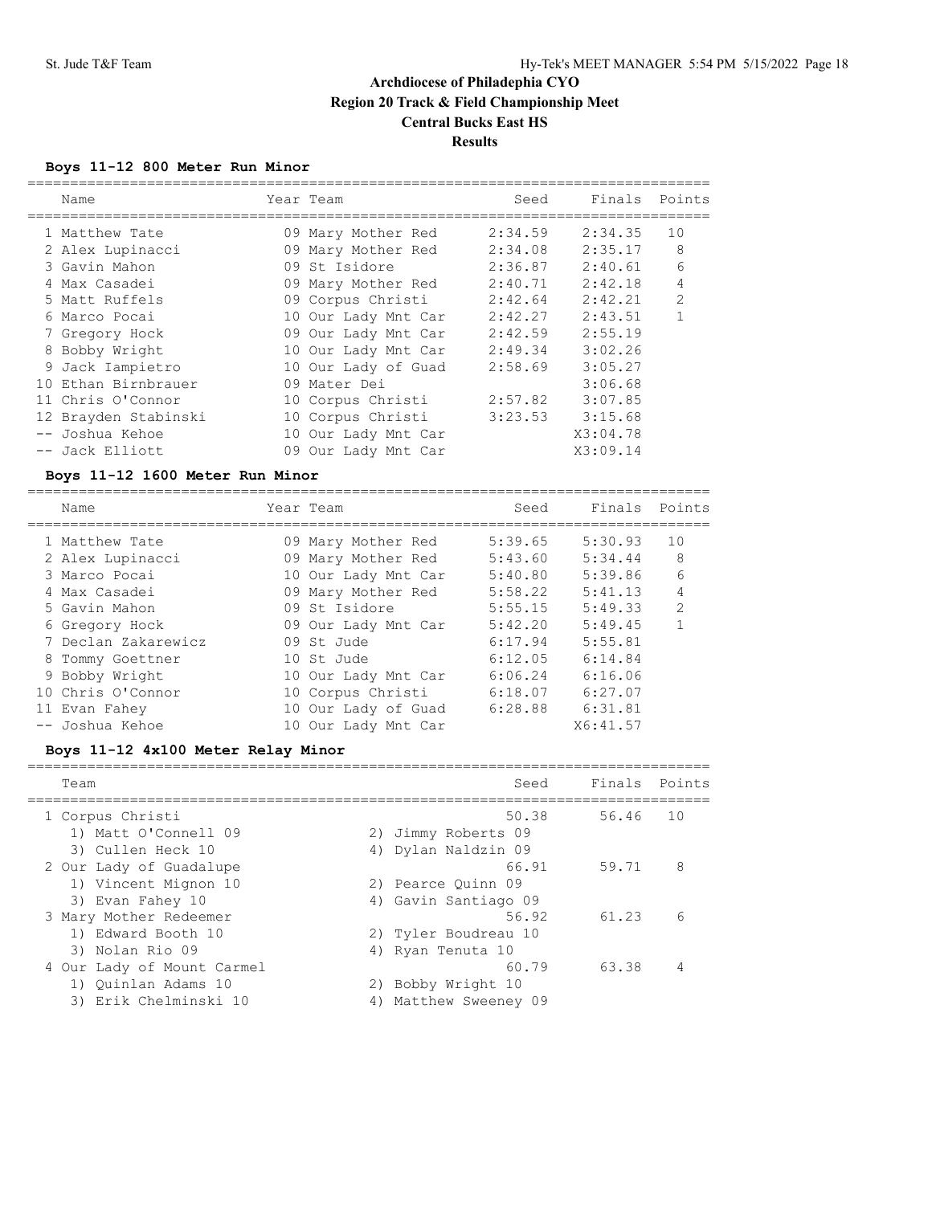# Archdiocese of Philadephia CYO
## Region 20 Track & Field Championship Meet
### Central Bucks East HS
### Results

#### Boys 11-12 800 Meter Run Minor

| | Name | Year | Team | Seed | Finals | Points |
|---|---|---|---|---|---|---|
| 1 | Matthew Tate | 09 | Mary Mother Red | 2:34.59 | 2:34.35 | 10 |
| 2 | Alex Lupinacci | 09 | Mary Mother Red | 2:34.08 | 2:35.17 | 8 |
| 3 | Gavin Mahon | 09 | St Isidore | 2:36.87 | 2:40.61 | 6 |
| 4 | Max Casadei | 09 | Mary Mother Red | 2:40.71 | 2:42.18 | 4 |
| 5 | Matt Ruffels | 09 | Corpus Christi | 2:42.64 | 2:42.21 | 2 |
| 6 | Marco Pocai | 10 | Our Lady Mnt Car | 2:42.27 | 2:43.51 | 1 |
| 7 | Gregory Hock | 09 | Our Lady Mnt Car | 2:42.59 | 2:55.19 | |
| 8 | Bobby Wright | 10 | Our Lady Mnt Car | 2:49.34 | 3:02.26 | |
| 9 | Jack Iampietro | 10 | Our Lady of Guad | 2:58.69 | 3:05.27 | |
| 10 | Ethan Birnbrauer | 09 | Mater Dei | | 3:06.68 | |
| 11 | Chris O'Connor | 10 | Corpus Christi | 2:57.82 | 3:07.85 | |
| 12 | Brayden Stabinski | 10 | Corpus Christi | 3:23.53 | 3:15.68 | |
| -- | Joshua Kehoe | 10 | Our Lady Mnt Car | | X3:04.78 | |
| -- | Jack Elliott | 09 | Our Lady Mnt Car | | X3:09.14 | |

#### Boys 11-12 1600 Meter Run Minor

| | Name | Year | Team | Seed | Finals | Points |
|---|---|---|---|---|---|---|
| 1 | Matthew Tate | 09 | Mary Mother Red | 5:39.65 | 5:30.93 | 10 |
| 2 | Alex Lupinacci | 09 | Mary Mother Red | 5:43.60 | 5:34.44 | 8 |
| 3 | Marco Pocai | 10 | Our Lady Mnt Car | 5:40.80 | 5:39.86 | 6 |
| 4 | Max Casadei | 09 | Mary Mother Red | 5:58.22 | 5:41.13 | 4 |
| 5 | Gavin Mahon | 09 | St Isidore | 5:55.15 | 5:49.33 | 2 |
| 6 | Gregory Hock | 09 | Our Lady Mnt Car | 5:42.20 | 5:49.45 | 1 |
| 7 | Declan Zakarewicz | 09 | St Jude | 6:17.94 | 5:55.81 | |
| 8 | Tommy Goettner | 10 | St Jude | 6:12.05 | 6:14.84 | |
| 9 | Bobby Wright | 10 | Our Lady Mnt Car | 6:06.24 | 6:16.06 | |
| 10 | Chris O'Connor | 10 | Corpus Christi | 6:18.07 | 6:27.07 | |
| 11 | Evan Fahey | 10 | Our Lady of Guad | 6:28.88 | 6:31.81 | |
| -- | Joshua Kehoe | 10 | Our Lady Mnt Car | | X6:41.57 | |

#### Boys 11-12 4x100 Meter Relay Minor

| | Team | Seed | Finals | Points |
|---|---|---|---|---|
| 1 | Corpus Christi | 50.38 | 56.46 | 10 |
| | 1) Matt O'Connell 09, 2) Jimmy Roberts 09, 3) Cullen Heck 10, 4) Dylan Naldzin 09 | | | |
| 2 | Our Lady of Guadalupe | 66.91 | 59.71 | 8 |
| | 1) Vincent Mignon 10, 2) Pearce Quinn 09, 3) Evan Fahey 10, 4) Gavin Santiago 09 | | | |
| 3 | Mary Mother Redeemer | 56.92 | 61.23 | 6 |
| | 1) Edward Booth 10, 2) Tyler Boudreau 10, 3) Nolan Rio 09, 4) Ryan Tenuta 10 | | | |
| 4 | Our Lady of Mount Carmel | 60.79 | 63.38 | 4 |
| | 1) Quinlan Adams 10, 2) Bobby Wright 10, 3) Erik Chelminski 10, 4) Matthew Sweeney 09 | | | |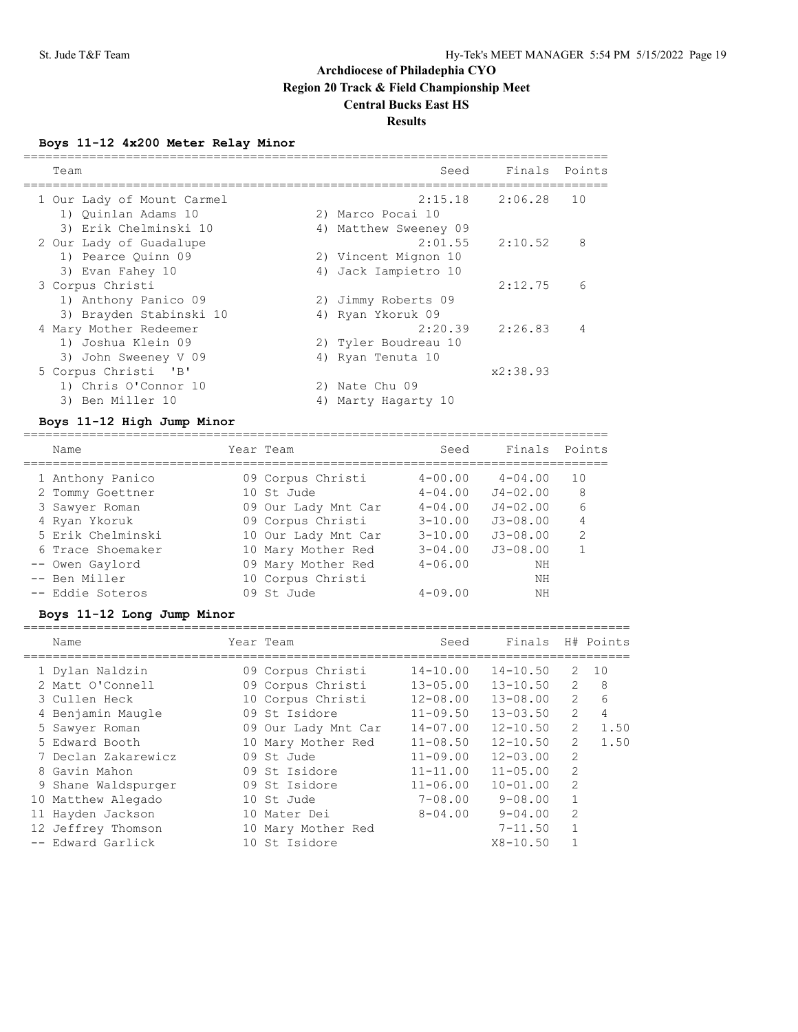# Archdiocese of Philadelphia CYO
## Region 20 Track & Field Championship Meet
## Central Bucks East HS
## Results

### Boys 11-12 4x200 Meter Relay Minor

| Team | Seed | Finals | Points |
|---|---|---|---|
| 1 Our Lady of Mount Carmel | 2:15.18 | 2:06.28 | 10 |
| 1) Quinlan Adams 10; 2) Marco Pocai 10; 3) Erik Chelminski 10; 4) Matthew Sweeney 09 | | | |
| 2 Our Lady of Guadalupe | 2:01.55 | 2:10.52 | 8 |
| 1) Pearce Quinn 09; 2) Vincent Mignon 10; 3) Evan Fahey 10; 4) Jack Iampietro 10 | | | |
| 3 Corpus Christi | | 2:12.75 | 6 |
| 1) Anthony Panico 09; 2) Jimmy Roberts 09; 3) Brayden Stabinski 10; 4) Ryan Ykoruk 09 | | | |
| 4 Mary Mother Redeemer | 2:20.39 | 2:26.83 | 4 |
| 1) Joshua Klein 09; 2) Tyler Boudreau 10; 3) John Sweeney V 09; 4) Ryan Tenuta 10 | | | |
| 5 Corpus Christi 'B' | | x2:38.93 | |
| 1) Chris O'Connor 10; 2) Nate Chu 09; 3) Ben Miller 10; 4) Marty Hagarty 10 | | | |

### Boys 11-12 High Jump Minor

| Name | Year | Team | Seed | Finals | Points |
|---|---|---|---|---|---|
| 1 Anthony Panico | 09 | Corpus Christi | 4-00.00 | 4-04.00 | 10 |
| 2 Tommy Goettner | 10 | St Jude | 4-04.00 | J4-02.00 | 8 |
| 3 Sawyer Roman | 09 | Our Lady Mnt Car | 4-04.00 | J4-02.00 | 6 |
| 4 Ryan Ykoruk | 09 | Corpus Christi | 3-10.00 | J3-08.00 | 4 |
| 5 Erik Chelminski | 10 | Our Lady Mnt Car | 3-10.00 | J3-08.00 | 2 |
| 6 Trace Shoemaker | 10 | Mary Mother Red | 3-04.00 | J3-08.00 | 1 |
| -- Owen Gaylord | 09 | Mary Mother Red | 4-06.00 | NH | |
| -- Ben Miller | 10 | Corpus Christi | | NH | |
| -- Eddie Soteros | 09 | St Jude | 4-09.00 | NH | |

### Boys 11-12 Long Jump Minor

| Name | Year | Team | Seed | Finals | H# | Points |
|---|---|---|---|---|---|---|
| 1 Dylan Naldzin | 09 | Corpus Christi | 14-10.00 | 14-10.50 | 2 | 10 |
| 2 Matt O'Connell | 09 | Corpus Christi | 13-05.00 | 13-10.50 | 2 | 8 |
| 3 Cullen Heck | 10 | Corpus Christi | 12-08.00 | 13-08.00 | 2 | 6 |
| 4 Benjamin Maugle | 09 | St Isidore | 11-09.50 | 13-03.50 | 2 | 4 |
| 5 Sawyer Roman | 09 | Our Lady Mnt Car | 14-07.00 | 12-10.50 | 2 | 1.50 |
| 5 Edward Booth | 10 | Mary Mother Red | 11-08.50 | 12-10.50 | 2 | 1.50 |
| 7 Declan Zakarewicz | 09 | St Jude | 11-09.00 | 12-03.00 | 2 | |
| 8 Gavin Mahon | 09 | St Isidore | 11-11.00 | 11-05.00 | 2 | |
| 9 Shane Waldspurger | 09 | St Isidore | 11-06.00 | 10-01.00 | 2 | |
| 10 Matthew Alegado | 10 | St Jude | 7-08.00 | 9-08.00 | 1 | |
| 11 Hayden Jackson | 10 | Mater Dei | 8-04.00 | 9-04.00 | 2 | |
| 12 Jeffrey Thomson | 10 | Mary Mother Red | | 7-11.50 | 1 | |
| -- Edward Garlick | 10 | St Isidore | | X8-10.50 | 1 | |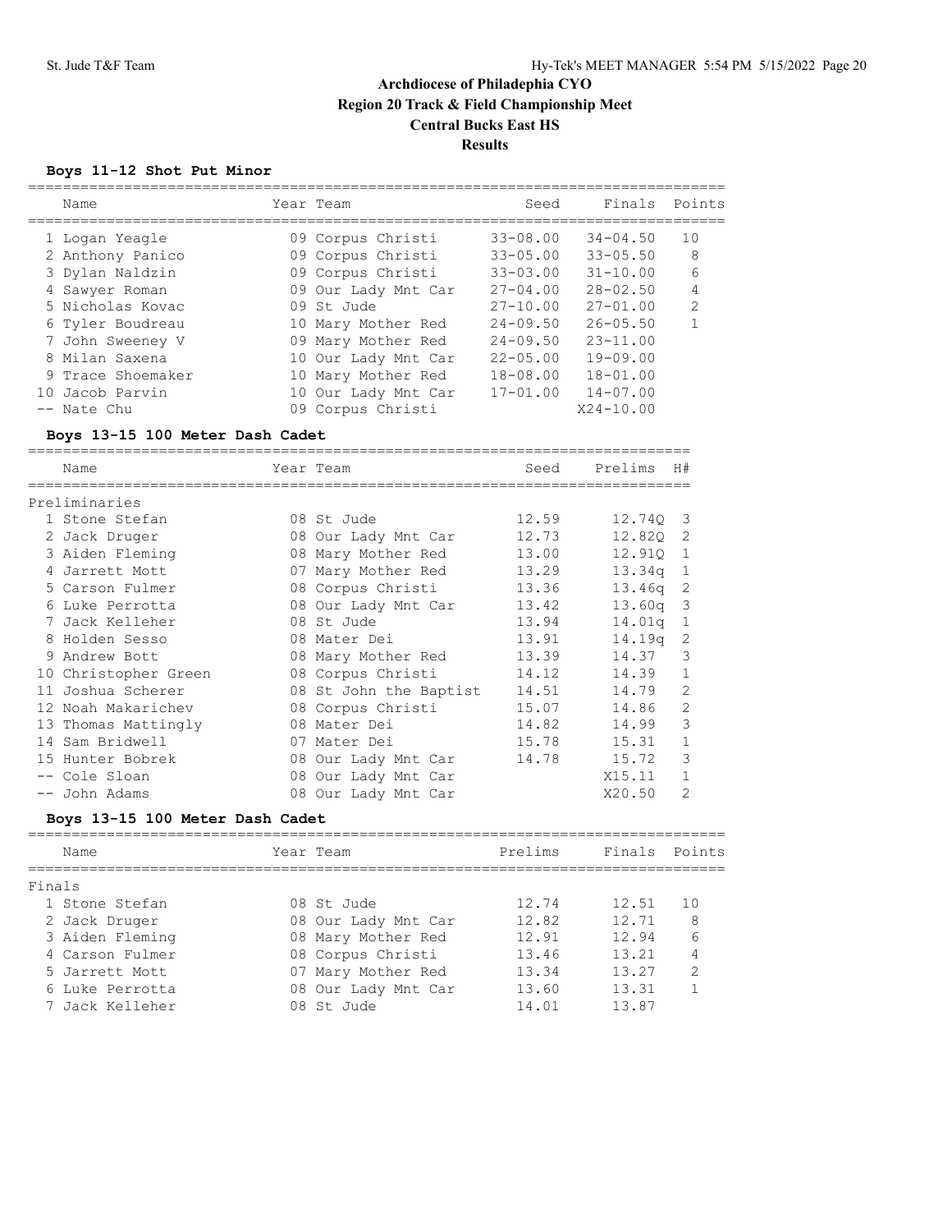# Archdiocese of Philadelphia CYO
## Region 20 Track & Field Championship Meet
## Central Bucks East HS
## Results

### Boys 11-12 Shot Put Minor

| | Name | Year | Team | Seed | Finals | Points |
|---|---|---|---|---|---|---|
| 1 | Logan Yeagle | 09 | Corpus Christi | 33-08.00 | 34-04.50 | 10 |
| 2 | Anthony Panico | 09 | Corpus Christi | 33-05.00 | 33-05.50 | 8 |
| 3 | Dylan Naldzin | 09 | Corpus Christi | 33-03.00 | 31-10.00 | 6 |
| 4 | Sawyer Roman | 09 | Our Lady Mnt Car | 27-04.00 | 28-02.50 | 4 |
| 5 | Nicholas Kovac | 09 | St Jude | 27-10.00 | 27-01.00 | 2 |
| 6 | Tyler Boudreau | 10 | Mary Mother Red | 24-09.50 | 26-05.50 | 1 |
| 7 | John Sweeney V | 09 | Mary Mother Red | 24-09.50 | 23-11.00 | |
| 8 | Milan Saxena | 10 | Our Lady Mnt Car | 22-05.00 | 19-09.00 | |
| 9 | Trace Shoemaker | 10 | Mary Mother Red | 18-08.00 | 18-01.00 | |
| 10 | Jacob Parvin | 10 | Our Lady Mnt Car | 17-01.00 | 14-07.00 | |
| -- | Nate Chu | 09 | Corpus Christi | | X24-10.00 | |

### Boys 13-15 100 Meter Dash Cadet

Preliminaries

| | Name | Year | Team | Seed | Prelims | H# |
|---|---|---|---|---|---|---|
| 1 | Stone Stefan | 08 | St Jude | 12.59 | 12.74Q | 3 |
| 2 | Jack Druger | 08 | Our Lady Mnt Car | 12.73 | 12.82Q | 2 |
| 3 | Aiden Fleming | 08 | Mary Mother Red | 13.00 | 12.91Q | 1 |
| 4 | Jarrett Mott | 07 | Mary Mother Red | 13.29 | 13.34q | 1 |
| 5 | Carson Fulmer | 08 | Corpus Christi | 13.36 | 13.46q | 2 |
| 6 | Luke Perrotta | 08 | Our Lady Mnt Car | 13.42 | 13.60q | 3 |
| 7 | Jack Kelleher | 08 | St Jude | 13.94 | 14.01q | 1 |
| 8 | Holden Sesso | 08 | Mater Dei | 13.91 | 14.19q | 2 |
| 9 | Andrew Bott | 08 | Mary Mother Red | 13.39 | 14.37 | 3 |
| 10 | Christopher Green | 08 | Corpus Christi | 14.12 | 14.39 | 1 |
| 11 | Joshua Scherer | 08 | St John the Baptist | 14.51 | 14.79 | 2 |
| 12 | Noah Makarichev | 08 | Corpus Christi | 15.07 | 14.86 | 2 |
| 13 | Thomas Mattingly | 08 | Mater Dei | 14.82 | 14.99 | 3 |
| 14 | Sam Bridwell | 07 | Mater Dei | 15.78 | 15.31 | 1 |
| 15 | Hunter Bobrek | 08 | Our Lady Mnt Car | 14.78 | 15.72 | 3 |
| -- | Cole Sloan | 08 | Our Lady Mnt Car | | X15.11 | 1 |
| -- | John Adams | 08 | Our Lady Mnt Car | | X20.50 | 2 |

### Boys 13-15 100 Meter Dash Cadet

Finals

| | Name | Year | Team | Prelims | Finals | Points |
|---|---|---|---|---|---|---|
| 1 | Stone Stefan | 08 | St Jude | 12.74 | 12.51 | 10 |
| 2 | Jack Druger | 08 | Our Lady Mnt Car | 12.82 | 12.71 | 8 |
| 3 | Aiden Fleming | 08 | Mary Mother Red | 12.91 | 12.94 | 6 |
| 4 | Carson Fulmer | 08 | Corpus Christi | 13.46 | 13.21 | 4 |
| 5 | Jarrett Mott | 07 | Mary Mother Red | 13.34 | 13.27 | 2 |
| 6 | Luke Perrotta | 08 | Our Lady Mnt Car | 13.60 | 13.31 | 1 |
| 7 | Jack Kelleher | 08 | St Jude | 14.01 | 13.87 | |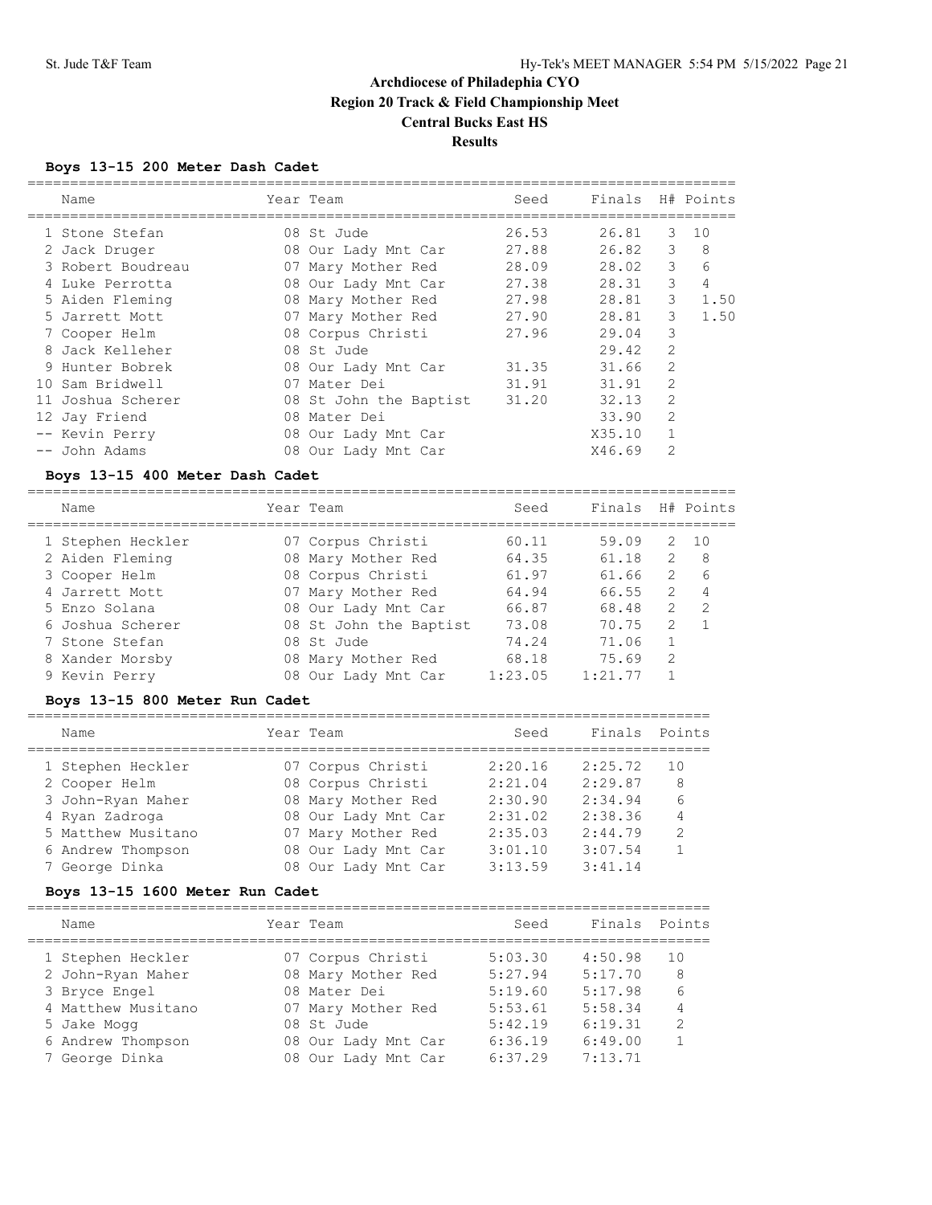# Archdiocese of Philadelphia CYO
## Region 20 Track & Field Championship Meet
## Central Bucks East HS
## Results

### Boys 13-15 200 Meter Dash Cadet

| | Name | Year | Team | Seed | Finals | H# | Points |
|---|---|---|---|---|---|---|---|
| 1 | Stone Stefan | 08 | St Jude | 26.53 | 26.81 | 3 | 10 |
| 2 | Jack Druger | 08 | Our Lady Mnt Car | 27.88 | 26.82 | 3 | 8 |
| 3 | Robert Boudreau | 07 | Mary Mother Red | 28.09 | 28.02 | 3 | 6 |
| 4 | Luke Perrotta | 08 | Our Lady Mnt Car | 27.38 | 28.31 | 3 | 4 |
| 5 | Aiden Fleming | 08 | Mary Mother Red | 27.98 | 28.81 | 3 | 1.50 |
| 5 | Jarrett Mott | 07 | Mary Mother Red | 27.90 | 28.81 | 3 | 1.50 |
| 7 | Cooper Helm | 08 | Corpus Christi | 27.96 | 29.04 | 3 | |
| 8 | Jack Kelleher | 08 | St Jude | | 29.42 | 2 | |
| 9 | Hunter Bobrek | 08 | Our Lady Mnt Car | 31.35 | 31.66 | 2 | |
| 10 | Sam Bridwell | 07 | Mater Dei | 31.91 | 31.91 | 2 | |
| 11 | Joshua Scherer | 08 | St John the Baptist | 31.20 | 32.13 | 2 | |
| 12 | Jay Friend | 08 | Mater Dei | | 33.90 | 2 | |
| -- | Kevin Perry | 08 | Our Lady Mnt Car | | X35.10 | 1 | |
| -- | John Adams | 08 | Our Lady Mnt Car | | X46.69 | 2 | |

### Boys 13-15 400 Meter Dash Cadet

| | Name | Year | Team | Seed | Finals | H# | Points |
|---|---|---|---|---|---|---|---|
| 1 | Stephen Heckler | 07 | Corpus Christi | 60.11 | 59.09 | 2 | 10 |
| 2 | Aiden Fleming | 08 | Mary Mother Red | 64.35 | 61.18 | 2 | 8 |
| 3 | Cooper Helm | 08 | Corpus Christi | 61.97 | 61.66 | 2 | 6 |
| 4 | Jarrett Mott | 07 | Mary Mother Red | 64.94 | 66.55 | 2 | 4 |
| 5 | Enzo Solana | 08 | Our Lady Mnt Car | 66.87 | 68.48 | 2 | 2 |
| 6 | Joshua Scherer | 08 | St John the Baptist | 73.08 | 70.75 | 2 | 1 |
| 7 | Stone Stefan | 08 | St Jude | 74.24 | 71.06 | 1 | |
| 8 | Xander Morsby | 08 | Mary Mother Red | 68.18 | 75.69 | 2 | |
| 9 | Kevin Perry | 08 | Our Lady Mnt Car | 1:23.05 | 1:21.77 | 1 | |

### Boys 13-15 800 Meter Run Cadet

| | Name | Year | Team | Seed | Finals | Points |
|---|---|---|---|---|---|---|
| 1 | Stephen Heckler | 07 | Corpus Christi | 2:20.16 | 2:25.72 | 10 |
| 2 | Cooper Helm | 08 | Corpus Christi | 2:21.04 | 2:29.87 | 8 |
| 3 | John-Ryan Maher | 08 | Mary Mother Red | 2:30.90 | 2:34.94 | 6 |
| 4 | Ryan Zadroga | 08 | Our Lady Mnt Car | 2:31.02 | 2:38.36 | 4 |
| 5 | Matthew Musitano | 07 | Mary Mother Red | 2:35.03 | 2:44.79 | 2 |
| 6 | Andrew Thompson | 08 | Our Lady Mnt Car | 3:01.10 | 3:07.54 | 1 |
| 7 | George Dinka | 08 | Our Lady Mnt Car | 3:13.59 | 3:41.14 | |

### Boys 13-15 1600 Meter Run Cadet

| | Name | Year | Team | Seed | Finals | Points |
|---|---|---|---|---|---|---|
| 1 | Stephen Heckler | 07 | Corpus Christi | 5:03.30 | 4:50.98 | 10 |
| 2 | John-Ryan Maher | 08 | Mary Mother Red | 5:27.94 | 5:17.70 | 8 |
| 3 | Bryce Engel | 08 | Mater Dei | 5:19.60 | 5:17.98 | 6 |
| 4 | Matthew Musitano | 07 | Mary Mother Red | 5:53.61 | 5:58.34 | 4 |
| 5 | Jake Mogg | 08 | St Jude | 5:42.19 | 6:19.31 | 2 |
| 6 | Andrew Thompson | 08 | Our Lady Mnt Car | 6:36.19 | 6:49.00 | 1 |
| 7 | George Dinka | 08 | Our Lady Mnt Car | 6:37.29 | 7:13.71 | |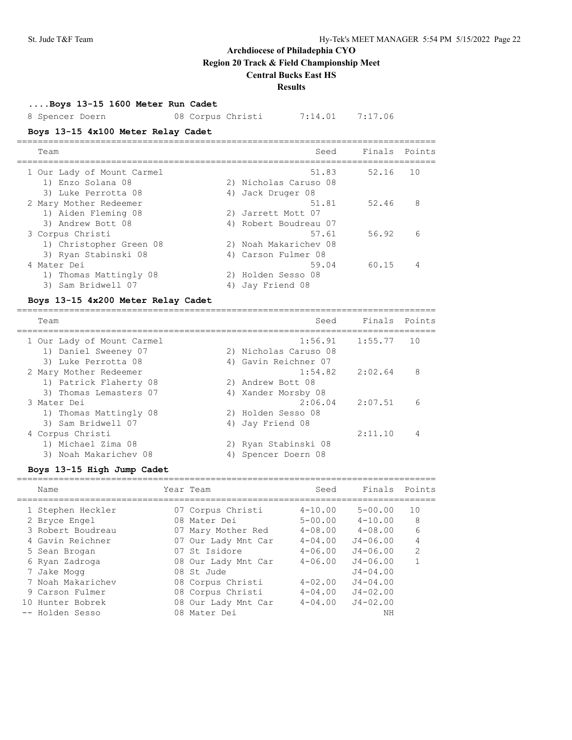# Archdiocese of Philadelphia CYO

## Region 20 Track & Field Championship Meet

## Central Bucks East HS

## Results

### ....Boys 13-15 1600 Meter Run Cadet

| Name | Year Team | Seed | Finals |
|---|---|---|---|
| 8 Spencer Doern | 08 Corpus Christi | 7:14.01 | 7:17.06 |

### Boys 13-15 4x100 Meter Relay Cadet

| Team | Seed | Finals | Points |
|---|---|---|---|
| 1 Our Lady of Mount Carmel | 51.83 | 52.16 | 10 |
| 1) Enzo Solana 08; 2) Nicholas Caruso 08; 3) Luke Perrotta 08; 4) Jack Druger 08 | | | |
| 2 Mary Mother Redeemer | 51.81 | 52.46 | 8 |
| 1) Aiden Fleming 08; 2) Jarrett Mott 07; 3) Andrew Bott 08; 4) Robert Boudreau 07 | | | |
| 3 Corpus Christi | 57.61 | 56.92 | 6 |
| 1) Christopher Green 08; 2) Noah Makarichev 08; 3) Ryan Stabinski 08; 4) Carson Fulmer 08 | | | |
| 4 Mater Dei | 59.04 | 60.15 | 4 |
| 1) Thomas Mattingly 08; 2) Holden Sesso 08; 3) Sam Bridwell 07; 4) Jay Friend 08 | | | |

### Boys 13-15 4x200 Meter Relay Cadet

| Team | Seed | Finals | Points |
|---|---|---|---|
| 1 Our Lady of Mount Carmel | 1:56.91 | 1:55.77 | 10 |
| 1) Daniel Sweeney 07; 2) Nicholas Caruso 08; 3) Luke Perrotta 08; 4) Gavin Reichner 07 | | | |
| 2 Mary Mother Redeemer | 1:54.82 | 2:02.64 | 8 |
| 1) Patrick Flaherty 08; 2) Andrew Bott 08; 3) Thomas Lemasters 07; 4) Xander Morsby 08 | | | |
| 3 Mater Dei | 2:06.04 | 2:07.51 | 6 |
| 1) Thomas Mattingly 08; 2) Holden Sesso 08; 3) Sam Bridwell 07; 4) Jay Friend 08 | | | |
| 4 Corpus Christi | | 2:11.10 | 4 |
| 1) Michael Zima 08; 2) Ryan Stabinski 08; 3) Noah Makarichev 08; 4) Spencer Doern 08 | | | |

### Boys 13-15 High Jump Cadet

| Name | Year Team | Seed | Finals | Points |
|---|---|---|---|---|
| 1 Stephen Heckler | 07 Corpus Christi | 4-10.00 | 5-00.00 | 10 |
| 2 Bryce Engel | 08 Mater Dei | 5-00.00 | 4-10.00 | 8 |
| 3 Robert Boudreau | 07 Mary Mother Red | 4-08.00 | 4-08.00 | 6 |
| 4 Gavin Reichner | 07 Our Lady Mnt Car | 4-04.00 | J4-06.00 | 4 |
| 5 Sean Brogan | 07 St Isidore | 4-06.00 | J4-06.00 | 2 |
| 6 Ryan Zadroga | 08 Our Lady Mnt Car | 4-06.00 | J4-06.00 | 1 |
| 7 Jake Mogg | 08 St Jude | | J4-04.00 | |
| 7 Noah Makarichev | 08 Corpus Christi | 4-02.00 | J4-04.00 | |
| 9 Carson Fulmer | 08 Corpus Christi | 4-04.00 | J4-02.00 | |
| 10 Hunter Bobrek | 08 Our Lady Mnt Car | 4-04.00 | J4-02.00 | |
| -- Holden Sesso | 08 Mater Dei | | NH | |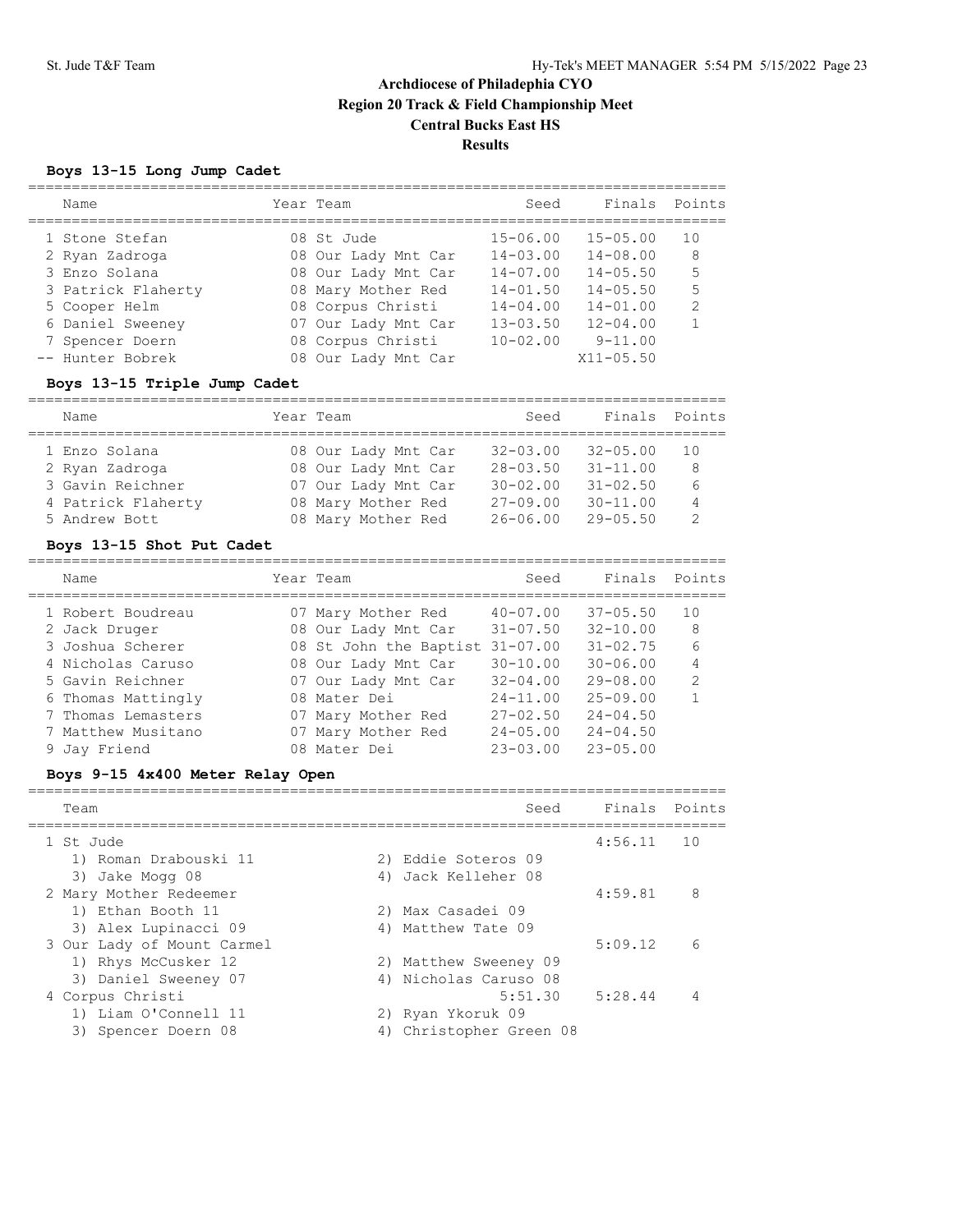# Archdiocese of Philadelphia CYO
## Region 20 Track & Field Championship Meet
## Central Bucks East HS
## Results

### Boys 13-15 Long Jump Cadet

| | Name | Year | Team | Seed | Finals | Points |
|---|---|---|---|---|---|---|
| 1 | Stone Stefan | 08 | St Jude | 15-06.00 | 15-05.00 | 10 |
| 2 | Ryan Zadroga | 08 | Our Lady Mnt Car | 14-03.00 | 14-08.00 | 8 |
| 3 | Enzo Solana | 08 | Our Lady Mnt Car | 14-07.00 | 14-05.50 | 5 |
| 3 | Patrick Flaherty | 08 | Mary Mother Red | 14-01.50 | 14-05.50 | 5 |
| 5 | Cooper Helm | 08 | Corpus Christi | 14-04.00 | 14-01.00 | 2 |
| 6 | Daniel Sweeney | 07 | Our Lady Mnt Car | 13-03.50 | 12-04.00 | 1 |
| 7 | Spencer Doern | 08 | Corpus Christi | 10-02.00 | 9-11.00 | |
| -- | Hunter Bobrek | 08 | Our Lady Mnt Car | | X11-05.50 | |

### Boys 13-15 Triple Jump Cadet

| | Name | Year | Team | Seed | Finals | Points |
|---|---|---|---|---|---|---|
| 1 | Enzo Solana | 08 | Our Lady Mnt Car | 32-03.00 | 32-05.00 | 10 |
| 2 | Ryan Zadroga | 08 | Our Lady Mnt Car | 28-03.50 | 31-11.00 | 8 |
| 3 | Gavin Reichner | 07 | Our Lady Mnt Car | 30-02.00 | 31-02.50 | 6 |
| 4 | Patrick Flaherty | 08 | Mary Mother Red | 27-09.00 | 30-11.00 | 4 |
| 5 | Andrew Bott | 08 | Mary Mother Red | 26-06.00 | 29-05.50 | 2 |

### Boys 13-15 Shot Put Cadet

| | Name | Year | Team | Seed | Finals | Points |
|---|---|---|---|---|---|---|
| 1 | Robert Boudreau | 07 | Mary Mother Red | 40-07.00 | 37-05.50 | 10 |
| 2 | Jack Druger | 08 | Our Lady Mnt Car | 31-07.50 | 32-10.00 | 8 |
| 3 | Joshua Scherer | 08 | St John the Baptist | 31-07.00 | 31-02.75 | 6 |
| 4 | Nicholas Caruso | 08 | Our Lady Mnt Car | 30-10.00 | 30-06.00 | 4 |
| 5 | Gavin Reichner | 07 | Our Lady Mnt Car | 32-04.00 | 29-08.00 | 2 |
| 6 | Thomas Mattingly | 08 | Mater Dei | 24-11.00 | 25-09.00 | 1 |
| 7 | Thomas Lemasters | 07 | Mary Mother Red | 27-02.50 | 24-04.50 | |
| 7 | Matthew Musitano | 07 | Mary Mother Red | 24-05.00 | 24-04.50 | |
| 9 | Jay Friend | 08 | Mater Dei | 23-03.00 | 23-05.00 | |

### Boys 9-15 4x400 Meter Relay Open

| | Team | Seed | Finals | Points |
|---|---|---|---|---|
| 1 | St Jude | | 4:56.11 | 10 |
| | 1) Roman Drabouski 11, 2) Eddie Soteros 09, 3) Jake Mogg 08, 4) Jack Kelleher 08 | | | |
| 2 | Mary Mother Redeemer | | 4:59.81 | 8 |
| | 1) Ethan Booth 11, 2) Max Casadei 09, 3) Alex Lupinacci 09, 4) Matthew Tate 09 | | | |
| 3 | Our Lady of Mount Carmel | | 5:09.12 | 6 |
| | 1) Rhys McCusker 12, 2) Matthew Sweeney 09, 3) Daniel Sweeney 07, 4) Nicholas Caruso 08 | | | |
| 4 | Corpus Christi | 5:51.30 | 5:28.44 | 4 |
| | 1) Liam O'Connell 11, 2) Ryan Ykoruk 09, 3) Spencer Doern 08, 4) Christopher Green 08 | | | |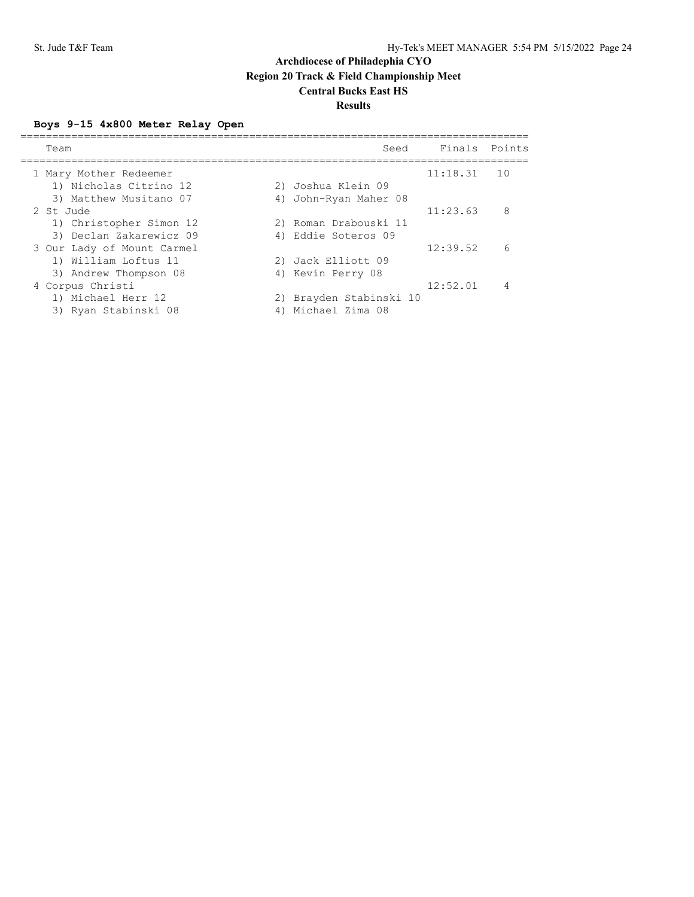# Archdiocese of Philadelphia CYO
## Region 20 Track & Field Championship Meet
## Central Bucks East HS
## Results

### Boys 9-15 4x800 Meter Relay Open

| Team | Seed | Finals | Points |
|---|---|---|---|
| 1 Mary Mother Redeemer | | 11:18.31 | 10 |
| 1) Nicholas Citrino 12 &nbsp; 2) Joshua Klein 09 | | | |
| 3) Matthew Musitano 07 &nbsp; 4) John-Ryan Maher 08 | | | |
| 2 St Jude | | 11:23.63 | 8 |
| 1) Christopher Simon 12 &nbsp; 2) Roman Drabouski 11 | | | |
| 3) Declan Zakarewicz 09 &nbsp; 4) Eddie Soteros 09 | | | |
| 3 Our Lady of Mount Carmel | | 12:39.52 | 6 |
| 1) William Loftus 11 &nbsp; 2) Jack Elliott 09 | | | |
| 3) Andrew Thompson 08 &nbsp; 4) Kevin Perry 08 | | | |
| 4 Corpus Christi | | 12:52.01 | 4 |
| 1) Michael Herr 12 &nbsp; 2) Brayden Stabinski 10 | | | |
| 3) Ryan Stabinski 08 &nbsp; 4) Michael Zima 08 | | | |